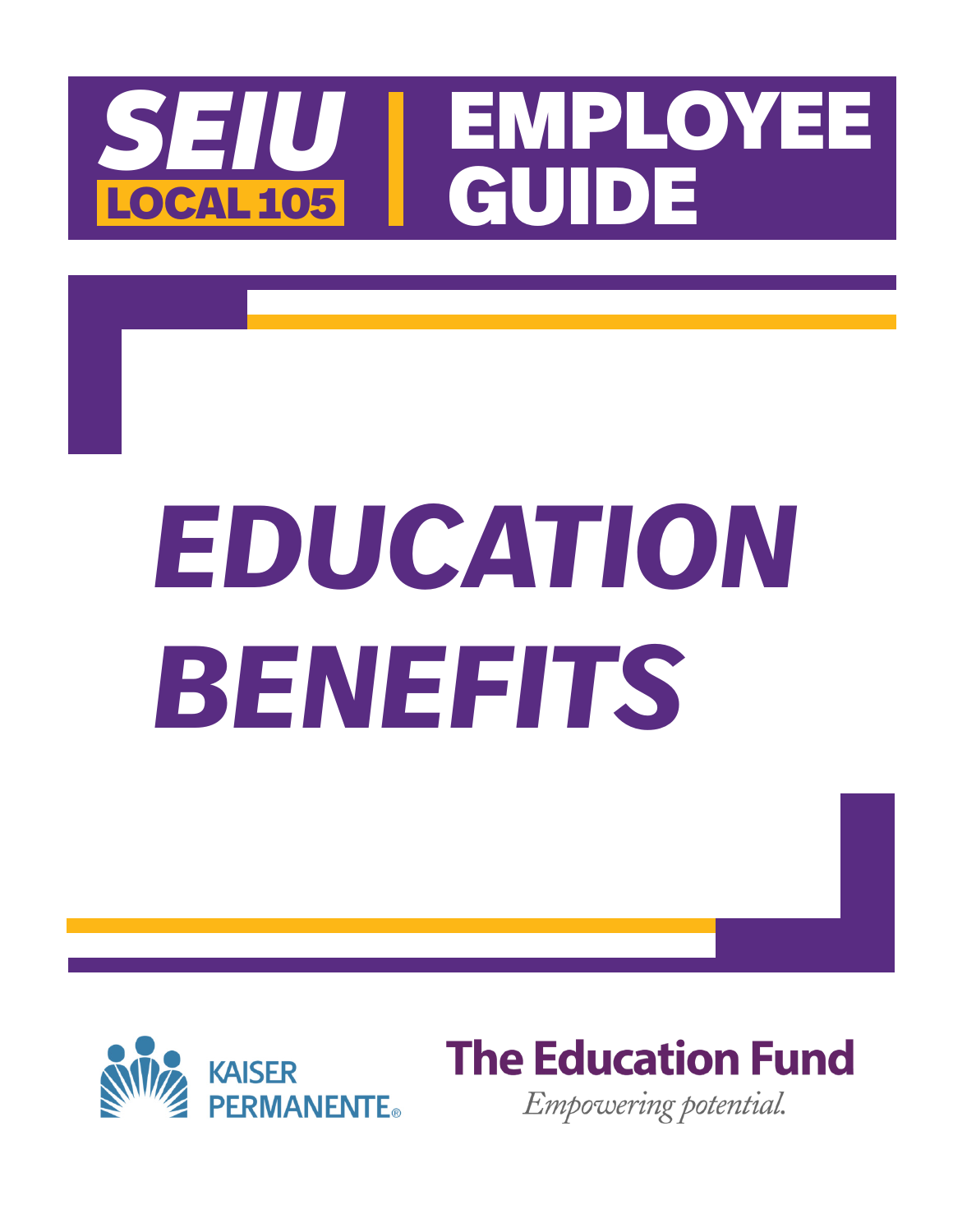SEIU LOCAL 105 | EMPLOYEE GUIDE

# *EDUCATION BENEFITS*

KAISER PERMANENTE®

The Education Fund

*Empowering potential.*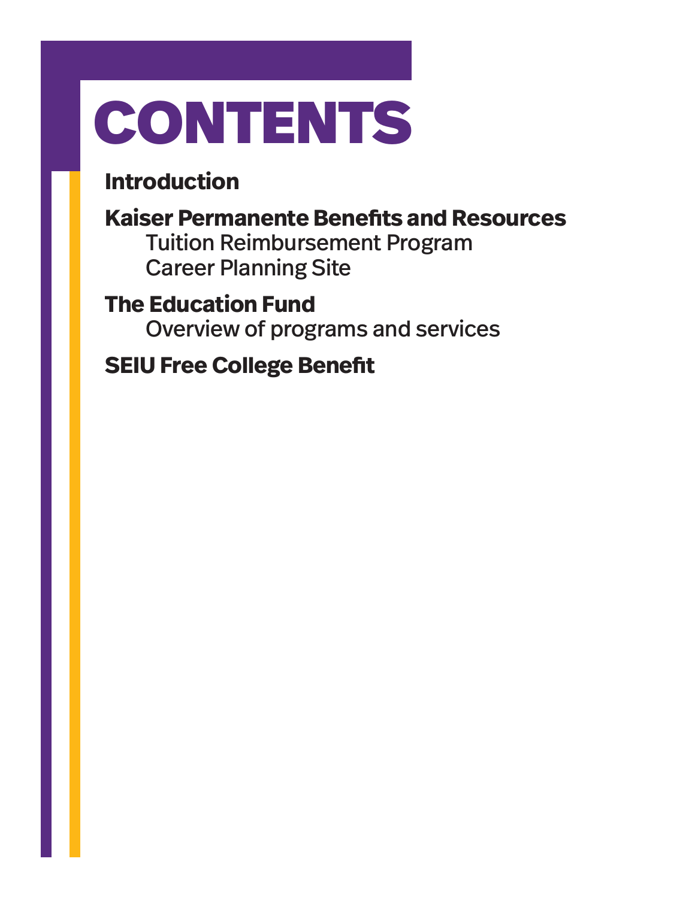# CONTENTS

**Introduction**

**Kaiser Permanente Benefits and Resources**
- Tuition Reimbursement Program
- Career Planning Site

**The Education Fund**
- Overview of programs and services

**SEIU Free College Benefit**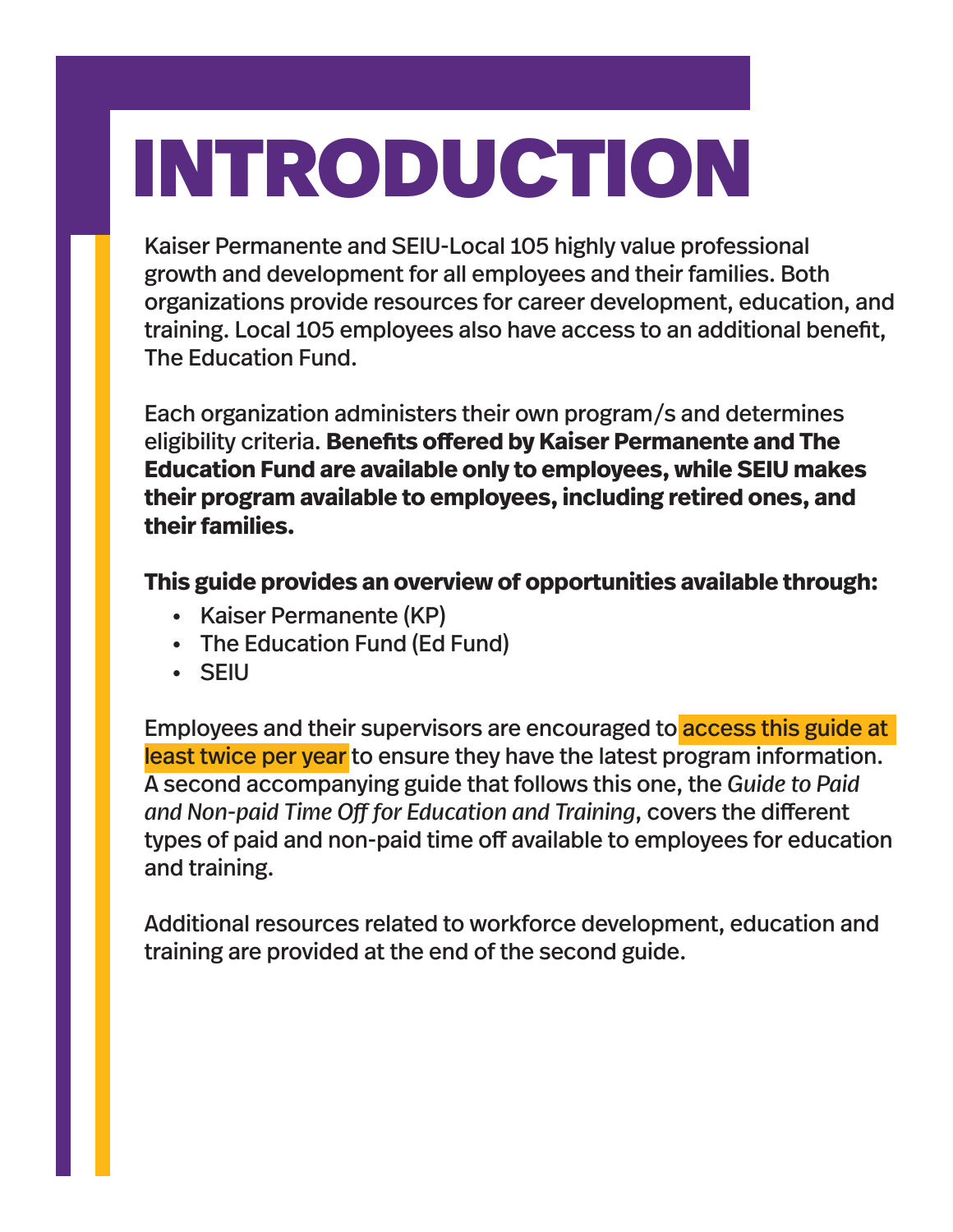# INTRODUCTION

Kaiser Permanente and SEIU-Local 105 highly value professional growth and development for all employees and their families. Both organizations provide resources for career development, education, and training. Local 105 employees also have access to an additional benefit, The Education Fund.

Each organization administers their own program/s and determines eligibility criteria. **Benefits offered by Kaiser Permanente and The Education Fund are available only to employees, while SEIU makes their program available to employees, including retired ones, and their families.**

**This guide provides an overview of opportunities available through:**

- Kaiser Permanente (KP)
- The Education Fund (Ed Fund)
- SEIU

Employees and their supervisors are encouraged to access this guide at least twice per year to ensure they have the latest program information. A second accompanying guide that follows this one, the *Guide to Paid and Non-paid Time Off for Education and Training*, covers the different types of paid and non-paid time off available to employees for education and training.

Additional resources related to workforce development, education and training are provided at the end of the second guide.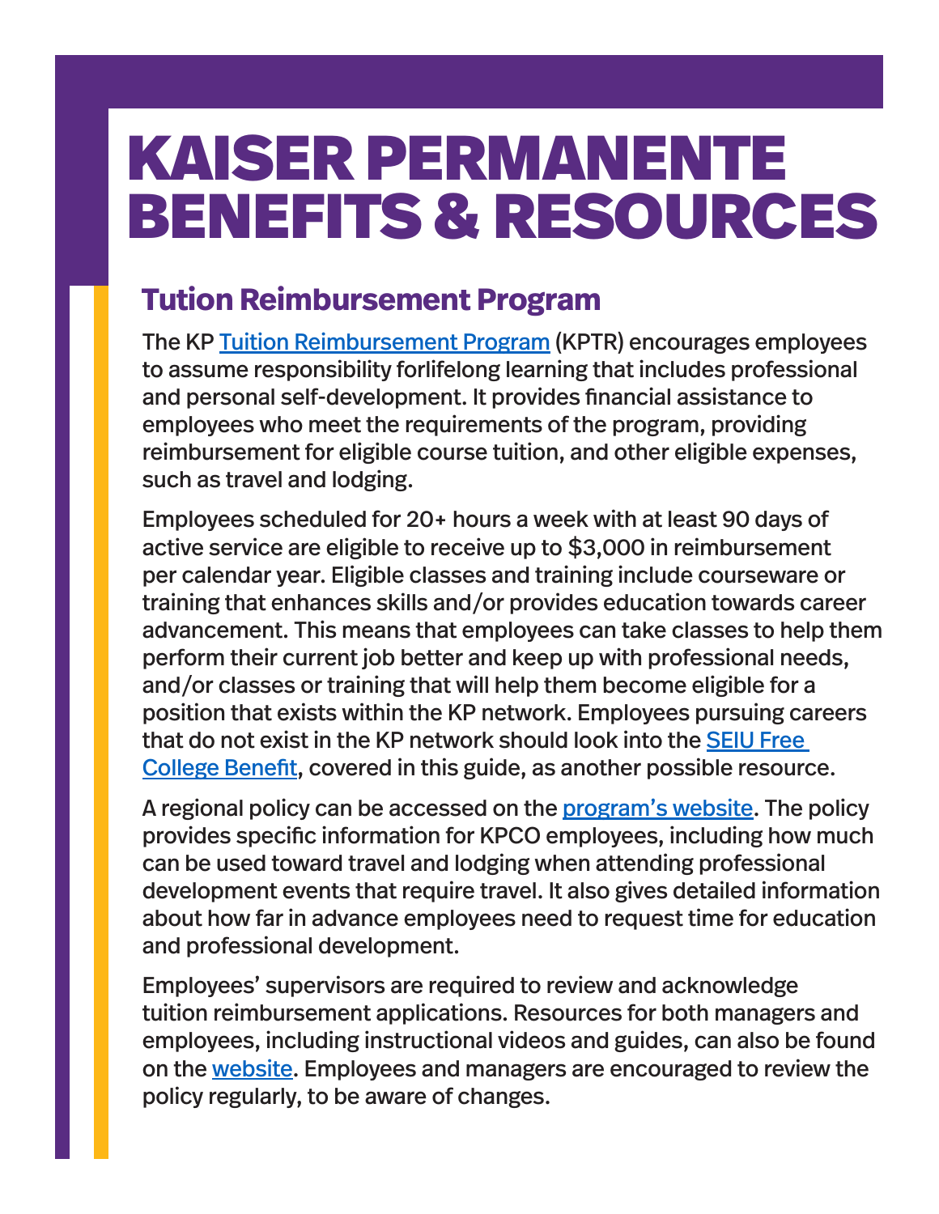# KAISER PERMANENTE BENEFITS & RESOURCES

## Tuition Reimbursement Program

The KP Tuition Reimbursement Program (KPTR) encourages employees to assume responsibility forlifelong learning that includes professional and personal self-development. It provides financial assistance to employees who meet the requirements of the program, providing reimbursement for eligible course tuition, and other eligible expenses, such as travel and lodging.

Employees scheduled for 20+ hours a week with at least 90 days of active service are eligible to receive up to $3,000 in reimbursement per calendar year. Eligible classes and training include courseware or training that enhances skills and/or provides education towards career advancement. This means that employees can take classes to help them perform their current job better and keep up with professional needs, and/or classes or training that will help them become eligible for a position that exists within the KP network. Employees pursuing careers that do not exist in the KP network should look into the SEIU Free College Benefit, covered in this guide, as another possible resource.

A regional policy can be accessed on the program's website. The policy provides specific information for KPCO employees, including how much can be used toward travel and lodging when attending professional development events that require travel. It also gives detailed information about how far in advance employees need to request time for education and professional development.

Employees' supervisors are required to review and acknowledge tuition reimbursement applications. Resources for both managers and employees, including instructional videos and guides, can also be found on the website. Employees and managers are encouraged to review the policy regularly, to be aware of changes.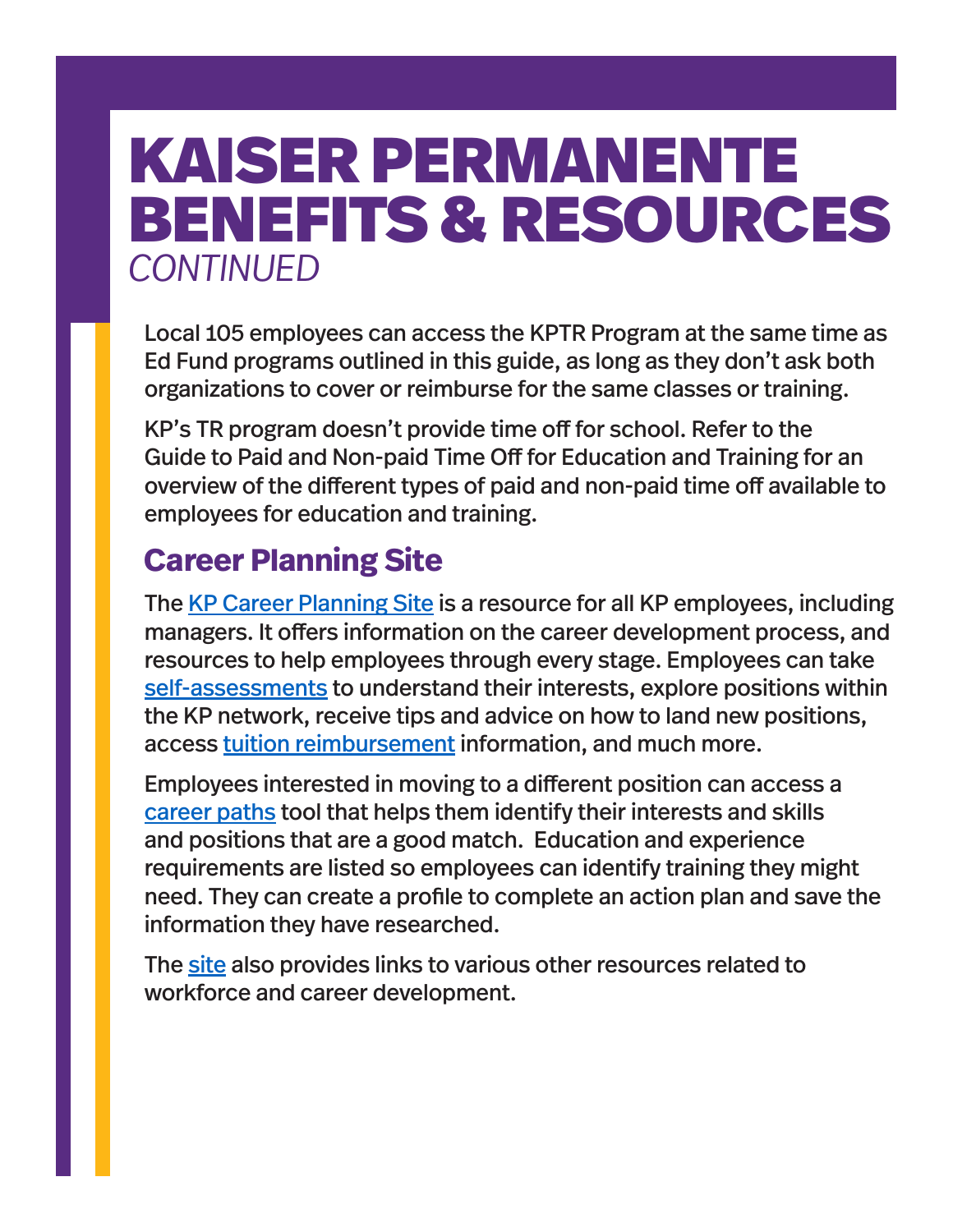# KAISER PERMANENTE BENEFITS & RESOURCES

*CONTINUED*

Local 105 employees can access the KPTR Program at the same time as Ed Fund programs outlined in this guide, as long as they don't ask both organizations to cover or reimburse for the same classes or training.

KP's TR program doesn't provide time off for school. Refer to the Guide to Paid and Non-paid Time Off for Education and Training for an overview of the different types of paid and non-paid time off available to employees for education and training.

## Career Planning Site

The KP Career Planning Site is a resource for all KP employees, including managers. It offers information on the career development process, and resources to help employees through every stage. Employees can take self-assessments to understand their interests, explore positions within the KP network, receive tips and advice on how to land new positions, access tuition reimbursement information, and much more.

Employees interested in moving to a different position can access a career paths tool that helps them identify their interests and skills and positions that are a good match. Education and experience requirements are listed so employees can identify training they might need. They can create a profile to complete an action plan and save the information they have researched.

The site also provides links to various other resources related to workforce and career development.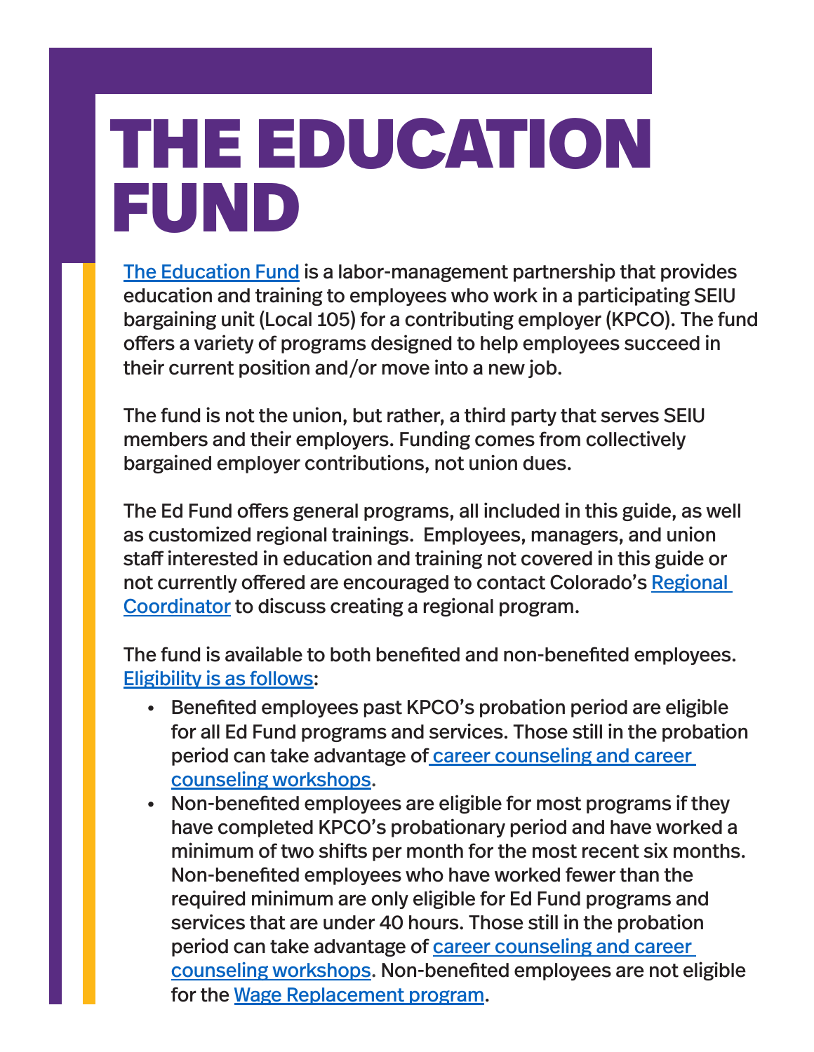# THE EDUCATION FUND

The Education Fund is a labor-management partnership that provides education and training to employees who work in a participating SEIU bargaining unit (Local 105) for a contributing employer (KPCO). The fund offers a variety of programs designed to help employees succeed in their current position and/or move into a new job.

The fund is not the union, but rather, a third party that serves SEIU members and their employers. Funding comes from collectively bargained employer contributions, not union dues.

The Ed Fund offers general programs, all included in this guide, as well as customized regional trainings. Employees, managers, and union staff interested in education and training not covered in this guide or not currently offered are encouraged to contact Colorado's Regional Coordinator to discuss creating a regional program.

The fund is available to both benefited and non-benefited employees. Eligibility is as follows:

- Benefited employees past KPCO's probation period are eligible for all Ed Fund programs and services. Those still in the probation period can take advantage of career counseling and career counseling workshops.
- Non-benefited employees are eligible for most programs if they have completed KPCO's probationary period and have worked a minimum of two shifts per month for the most recent six months. Non-benefited employees who have worked fewer than the required minimum are only eligible for Ed Fund programs and services that are under 40 hours. Those still in the probation period can take advantage of career counseling and career counseling workshops. Non-benefited employees are not eligible for the Wage Replacement program.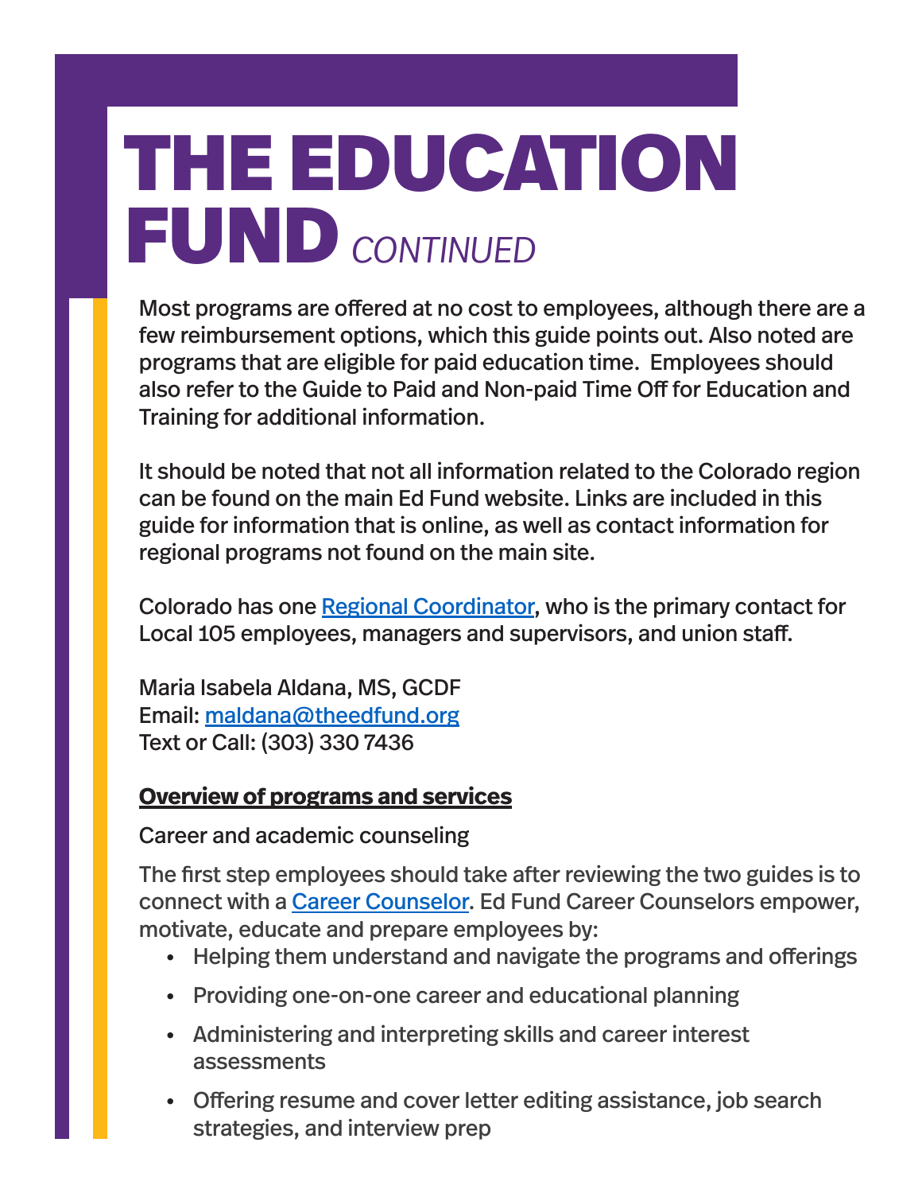# THE EDUCATION FUND *CONTINUED*

Most programs are offered at no cost to employees, although there are a few reimbursement options, which this guide points out. Also noted are programs that are eligible for paid education time. Employees should also refer to the Guide to Paid and Non-paid Time Off for Education and Training for additional information.

It should be noted that not all information related to the Colorado region can be found on the main Ed Fund website. Links are included in this guide for information that is online, as well as contact information for regional programs not found on the main site.

Colorado has one Regional Coordinator, who is the primary contact for Local 105 employees, managers and supervisors, and union staff.

Maria Isabela Aldana, MS, GCDF
Email: maldana@theedfund.org
Text or Call: (303) 330 7436

**Overview of programs and services**

Career and academic counseling

The first step employees should take after reviewing the two guides is to connect with a Career Counselor. Ed Fund Career Counselors empower, motivate, educate and prepare employees by:

- Helping them understand and navigate the programs and offerings
- Providing one-on-one career and educational planning
- Administering and interpreting skills and career interest assessments
- Offering resume and cover letter editing assistance, job search strategies, and interview prep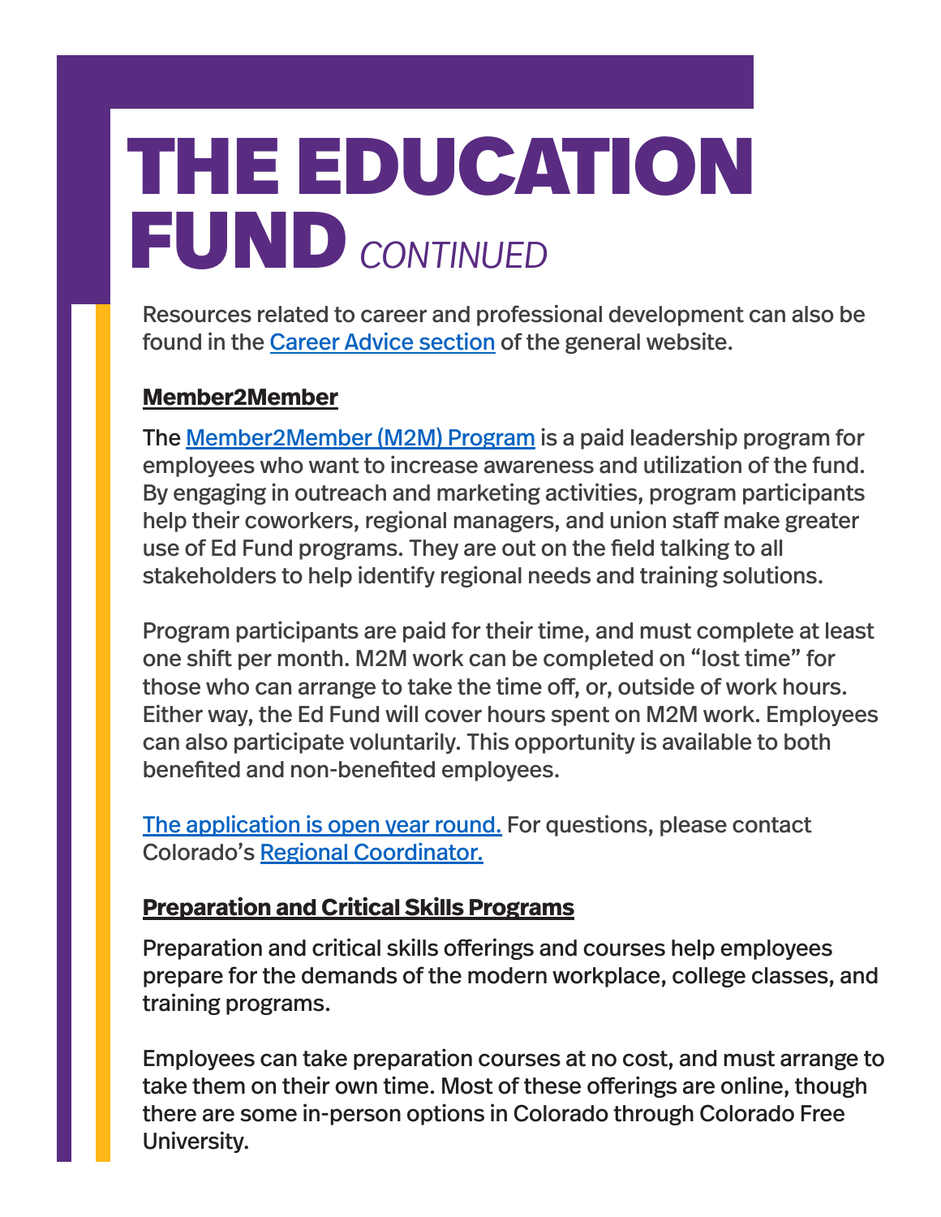# THE EDUCATION FUND *CONTINUED*

Resources related to career and professional development can also be found in the Career Advice section of the general website.

## Member2Member

The Member2Member (M2M) Program is a paid leadership program for employees who want to increase awareness and utilization of the fund. By engaging in outreach and marketing activities, program participants help their coworkers, regional managers, and union staff make greater use of Ed Fund programs. They are out on the field talking to all stakeholders to help identify regional needs and training solutions.

Program participants are paid for their time, and must complete at least one shift per month. M2M work can be completed on "lost time" for those who can arrange to take the time off, or, outside of work hours. Either way, the Ed Fund will cover hours spent on M2M work. Employees can also participate voluntarily. This opportunity is available to both benefited and non-benefited employees.

The application is open year round. For questions, please contact Colorado's Regional Coordinator.

## Preparation and Critical Skills Programs

Preparation and critical skills offerings and courses help employees prepare for the demands of the modern workplace, college classes, and training programs.

Employees can take preparation courses at no cost, and must arrange to take them on their own time. Most of these offerings are online, though there are some in-person options in Colorado through Colorado Free University.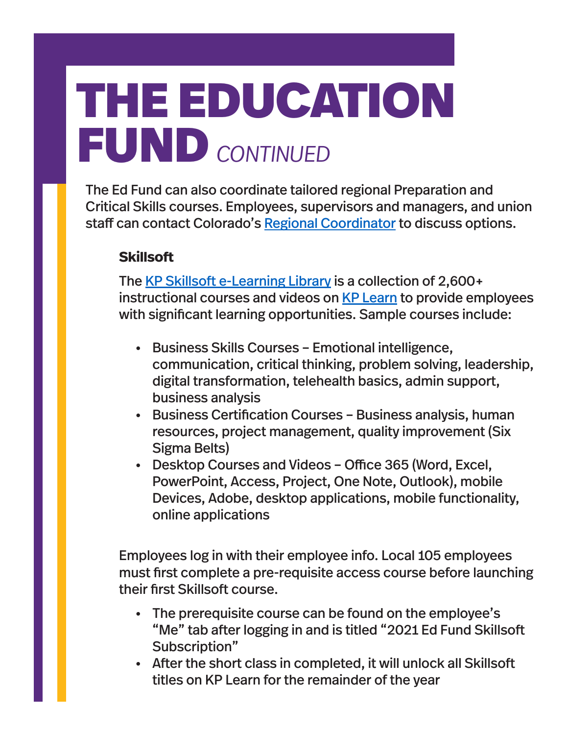# THE EDUCATION FUND *CONTINUED*

The Ed Fund can also coordinate tailored regional Preparation and Critical Skills courses. Employees, supervisors and managers, and union staff can contact Colorado's Regional Coordinator to discuss options.

### Skillsoft

The KP Skillsoft e-Learning Library is a collection of 2,600+ instructional courses and videos on KP Learn to provide employees with significant learning opportunities. Sample courses include:

- Business Skills Courses – Emotional intelligence, communication, critical thinking, problem solving, leadership, digital transformation, telehealth basics, admin support, business analysis
- Business Certification Courses – Business analysis, human resources, project management, quality improvement (Six Sigma Belts)
- Desktop Courses and Videos – Office 365 (Word, Excel, PowerPoint, Access, Project, One Note, Outlook), mobile Devices, Adobe, desktop applications, mobile functionality, online applications

Employees log in with their employee info. Local 105 employees must first complete a pre-requisite access course before launching their first Skillsoft course.

- The prerequisite course can be found on the employee's "Me" tab after logging in and is titled "2021 Ed Fund Skillsoft Subscription"
- After the short class in completed, it will unlock all Skillsoft titles on KP Learn for the remainder of the year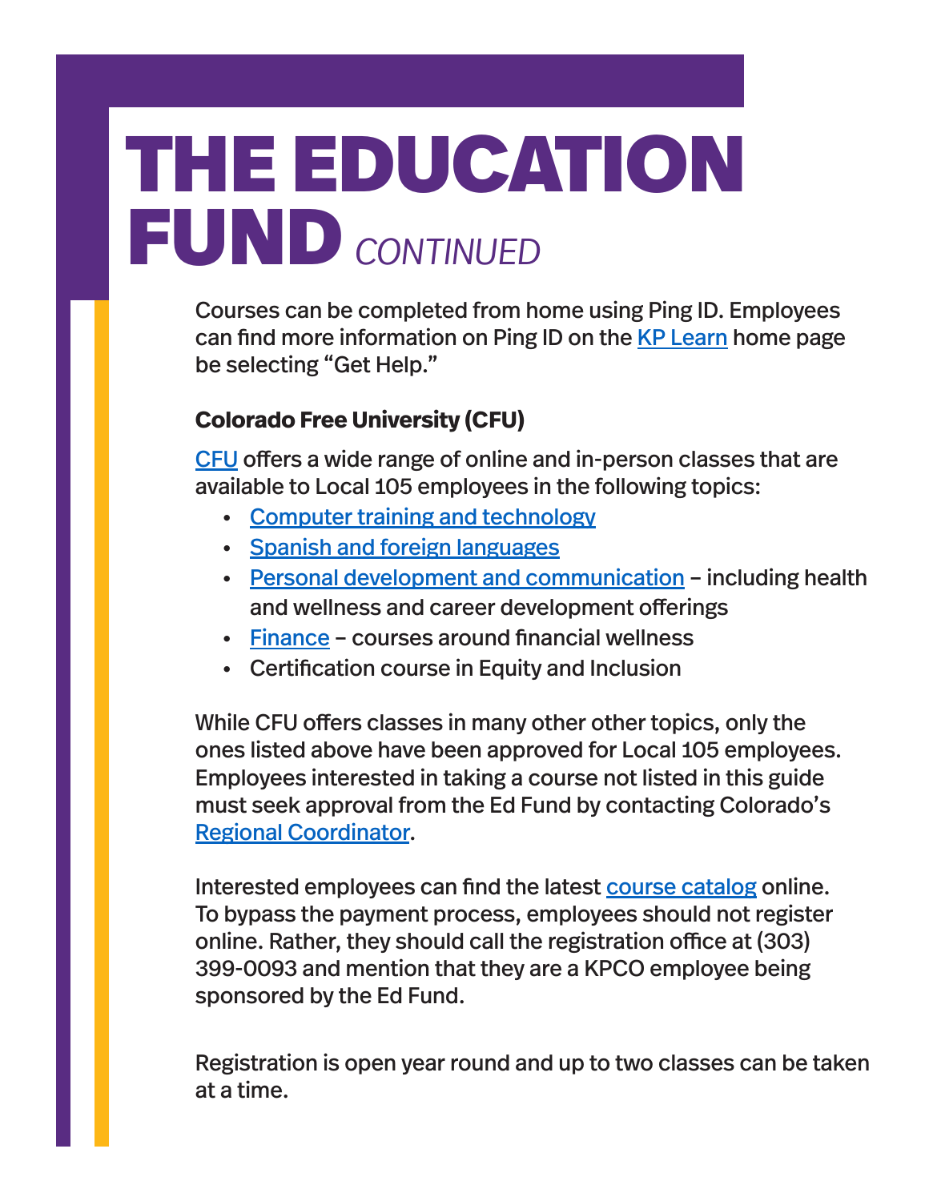# THE EDUCATION FUND *CONTINUED*

Courses can be completed from home using Ping ID. Employees can find more information on Ping ID on the KP Learn home page be selecting "Get Help."

**Colorado Free University (CFU)**

CFU offers a wide range of online and in-person classes that are available to Local 105 employees in the following topics:

- Computer training and technology
- Spanish and foreign languages
- Personal development and communication – including health and wellness and career development offerings
- Finance – courses around financial wellness
- Certification course in Equity and Inclusion

While CFU offers classes in many other other topics, only the ones listed above have been approved for Local 105 employees. Employees interested in taking a course not listed in this guide must seek approval from the Ed Fund by contacting Colorado's Regional Coordinator.

Interested employees can find the latest course catalog online. To bypass the payment process, employees should not register online. Rather, they should call the registration office at (303) 399-0093 and mention that they are a KPCO employee being sponsored by the Ed Fund.

Registration is open year round and up to two classes can be taken at a time.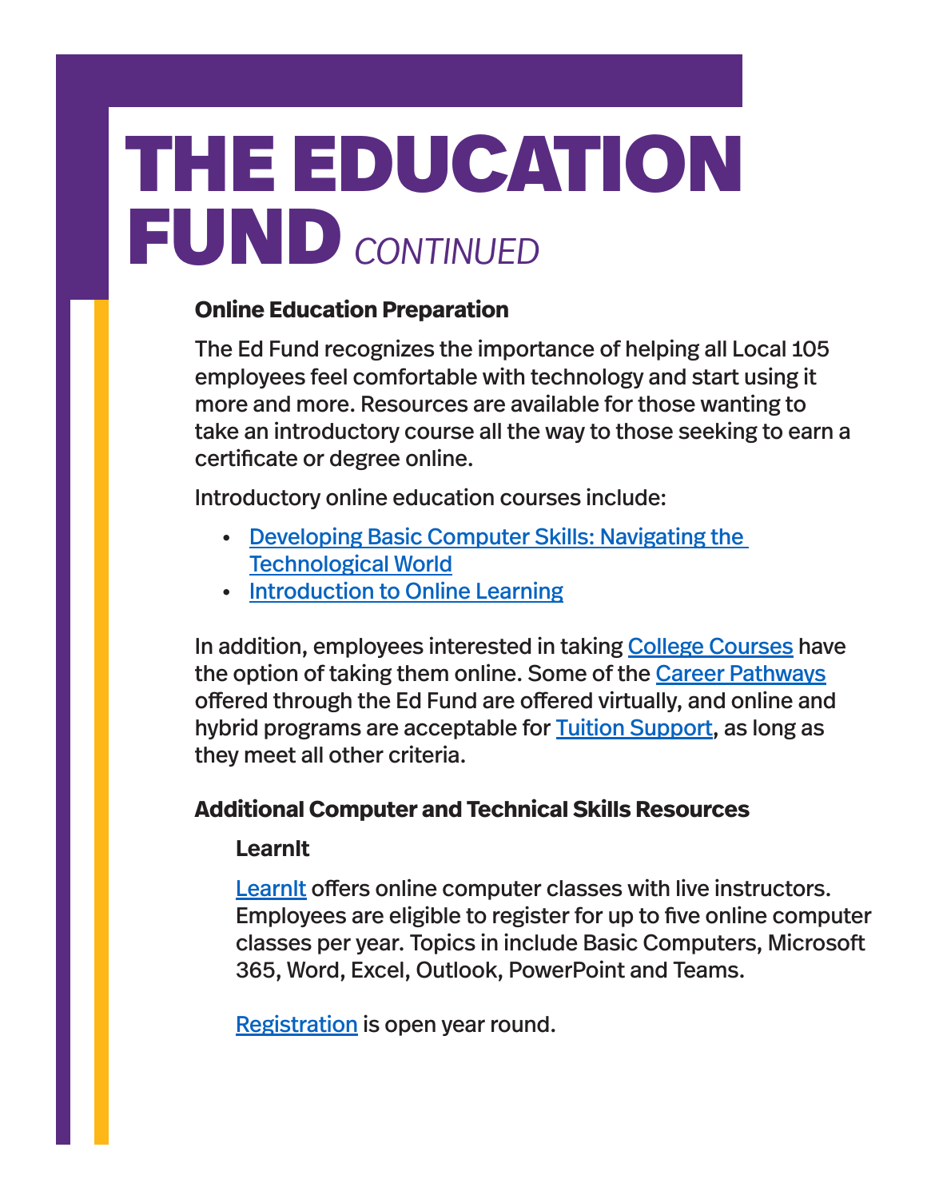# THE EDUCATION FUND *CONTINUED*

## Online Education Preparation

The Ed Fund recognizes the importance of helping all Local 105 employees feel comfortable with technology and start using it more and more. Resources are available for those wanting to take an introductory course all the way to those seeking to earn a certificate or degree online.

Introductory online education courses include:

- Developing Basic Computer Skills: Navigating the Technological World
- Introduction to Online Learning

In addition, employees interested in taking College Courses have the option of taking them online. Some of the Career Pathways offered through the Ed Fund are offered virtually, and online and hybrid programs are acceptable for Tuition Support, as long as they meet all other criteria.

## Additional Computer and Technical Skills Resources

### LearnIt

LearnIt offers online computer classes with live instructors. Employees are eligible to register for up to five online computer classes per year. Topics in include Basic Computers, Microsoft 365, Word, Excel, Outlook, PowerPoint and Teams.

Registration is open year round.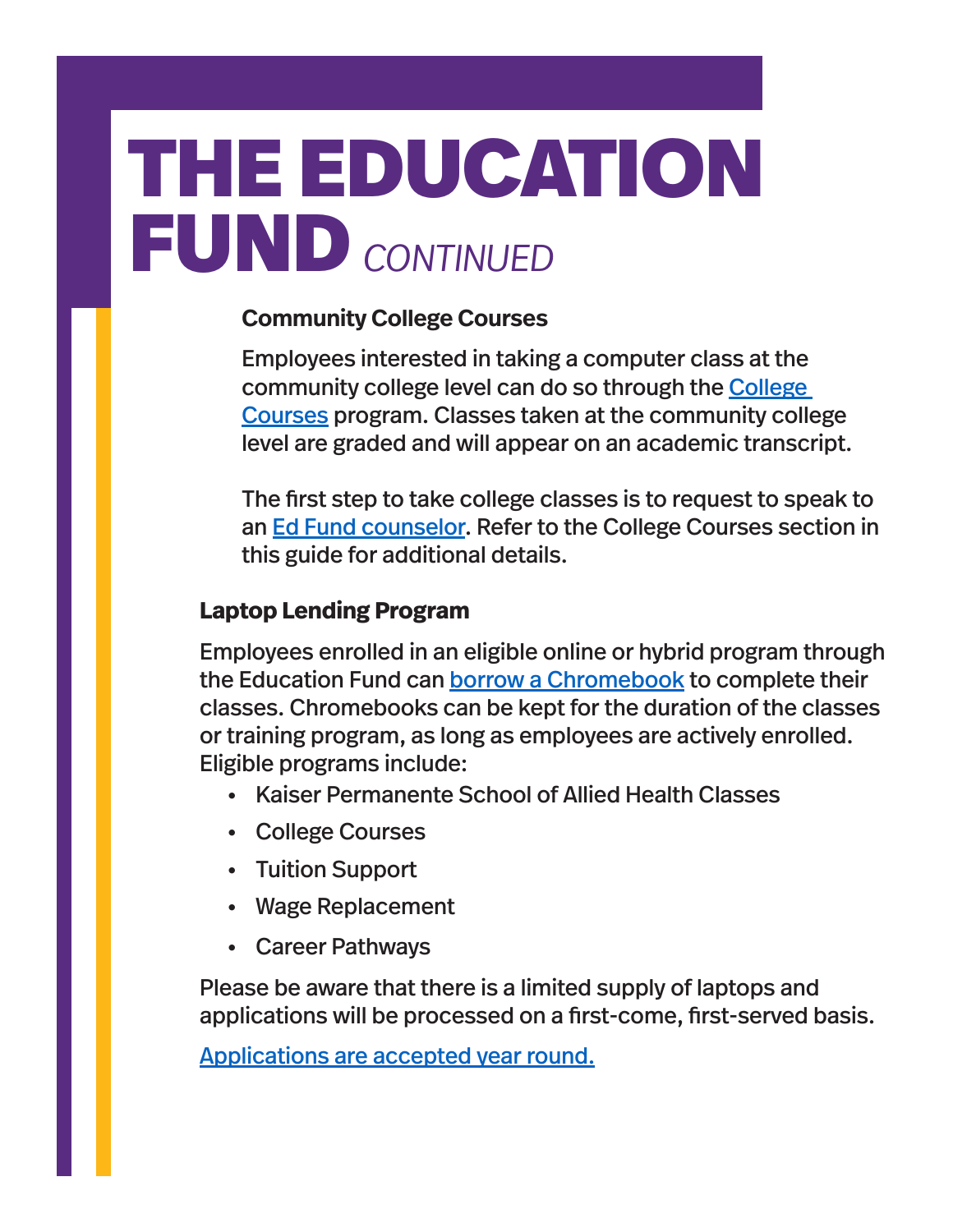# THE EDUCATION FUND *CONTINUED*

### Community College Courses

Employees interested in taking a computer class at the community college level can do so through the College Courses program. Classes taken at the community college level are graded and will appear on an academic transcript.

The first step to take college classes is to request to speak to an Ed Fund counselor. Refer to the College Courses section in this guide for additional details.

### Laptop Lending Program

Employees enrolled in an eligible online or hybrid program through the Education Fund can borrow a Chromebook to complete their classes. Chromebooks can be kept for the duration of the classes or training program, as long as employees are actively enrolled. Eligible programs include:

- Kaiser Permanente School of Allied Health Classes
- College Courses
- Tuition Support
- Wage Replacement
- Career Pathways

Please be aware that there is a limited supply of laptops and applications will be processed on a first-come, first-served basis.

Applications are accepted year round.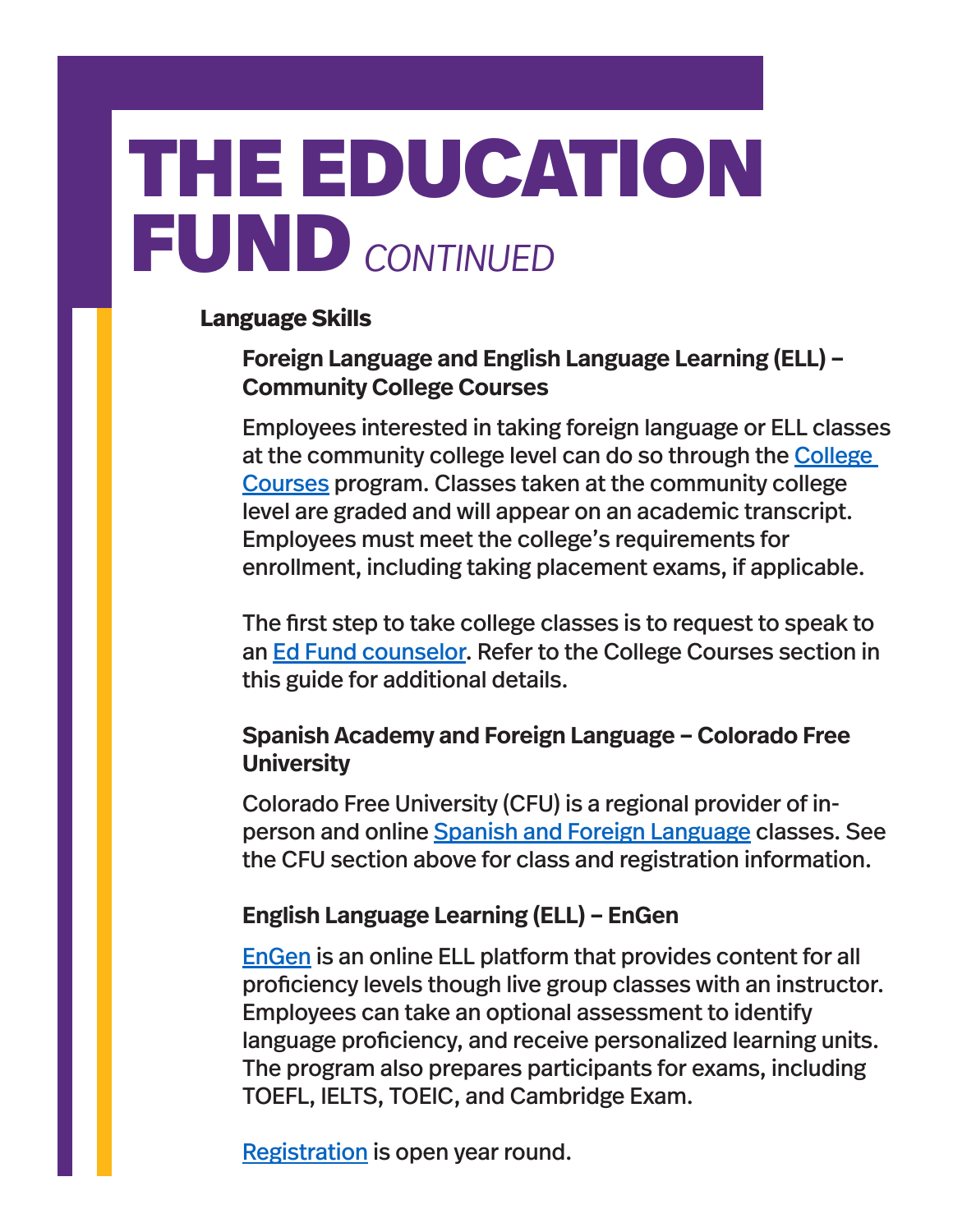# THE EDUCATION FUND *CONTINUED*

## Language Skills

### Foreign Language and English Language Learning (ELL) – Community College Courses

Employees interested in taking foreign language or ELL classes at the community college level can do so through the College Courses program. Classes taken at the community college level are graded and will appear on an academic transcript. Employees must meet the college's requirements for enrollment, including taking placement exams, if applicable.

The first step to take college classes is to request to speak to an Ed Fund counselor. Refer to the College Courses section in this guide for additional details.

### Spanish Academy and Foreign Language – Colorado Free University

Colorado Free University (CFU) is a regional provider of in-person and online Spanish and Foreign Language classes. See the CFU section above for class and registration information.

### English Language Learning (ELL) – EnGen

EnGen is an online ELL platform that provides content for all proficiency levels though live group classes with an instructor. Employees can take an optional assessment to identify language proficiency, and receive personalized learning units. The program also prepares participants for exams, including TOEFL, IELTS, TOEIC, and Cambridge Exam.

Registration is open year round.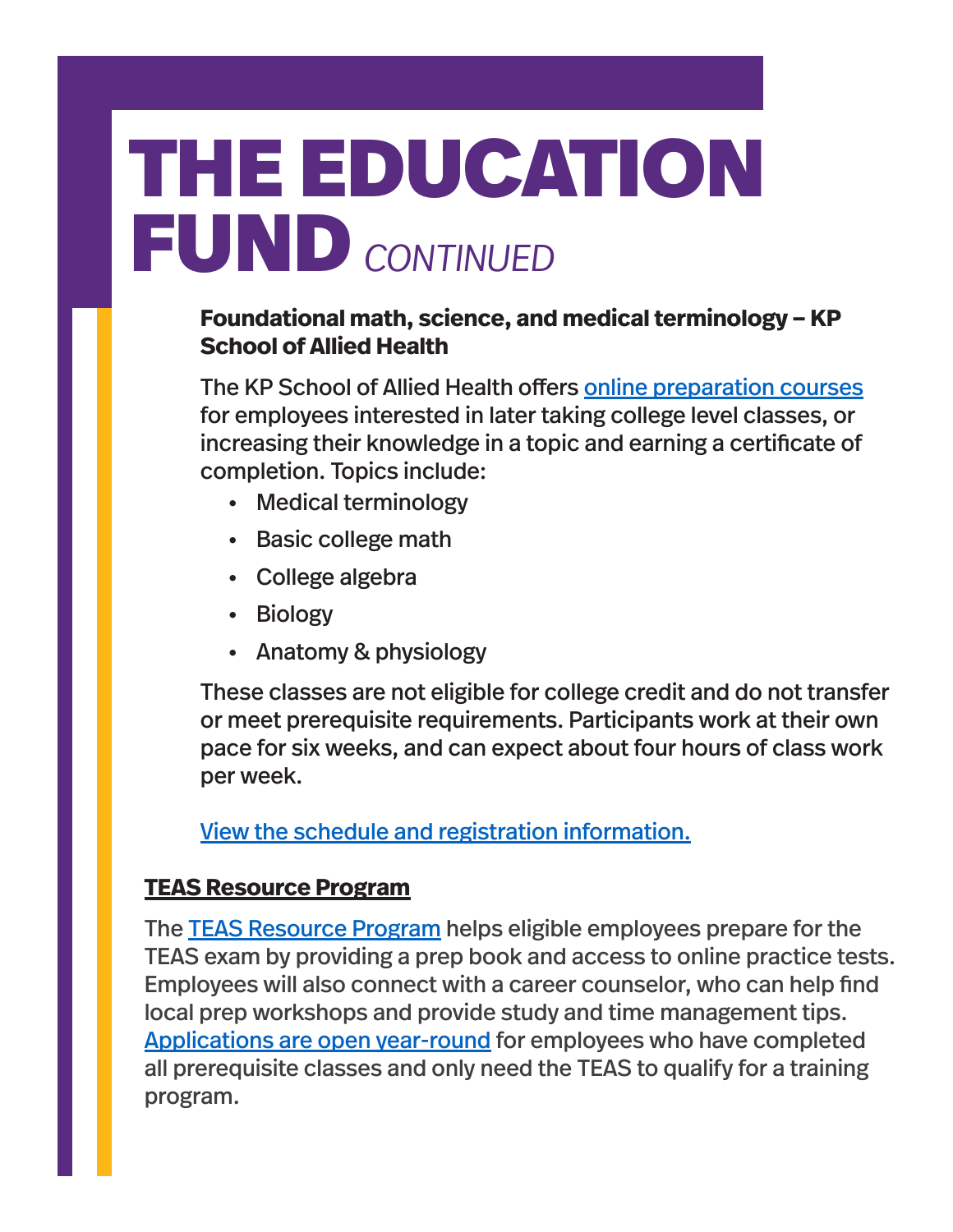# THE EDUCATION FUND *CONTINUED*

**Foundational math, science, and medical terminology – KP School of Allied Health**

The KP School of Allied Health offers online preparation courses for employees interested in later taking college level classes, or increasing their knowledge in a topic and earning a certificate of completion. Topics include:

- Medical terminology
- Basic college math
- College algebra
- Biology
- Anatomy & physiology

These classes are not eligible for college credit and do not transfer or meet prerequisite requirements. Participants work at their own pace for six weeks, and can expect about four hours of class work per week.

View the schedule and registration information.

## TEAS Resource Program

The TEAS Resource Program helps eligible employees prepare for the TEAS exam by providing a prep book and access to online practice tests. Employees will also connect with a career counselor, who can help find local prep workshops and provide study and time management tips. Applications are open year-round for employees who have completed all prerequisite classes and only need the TEAS to qualify for a training program.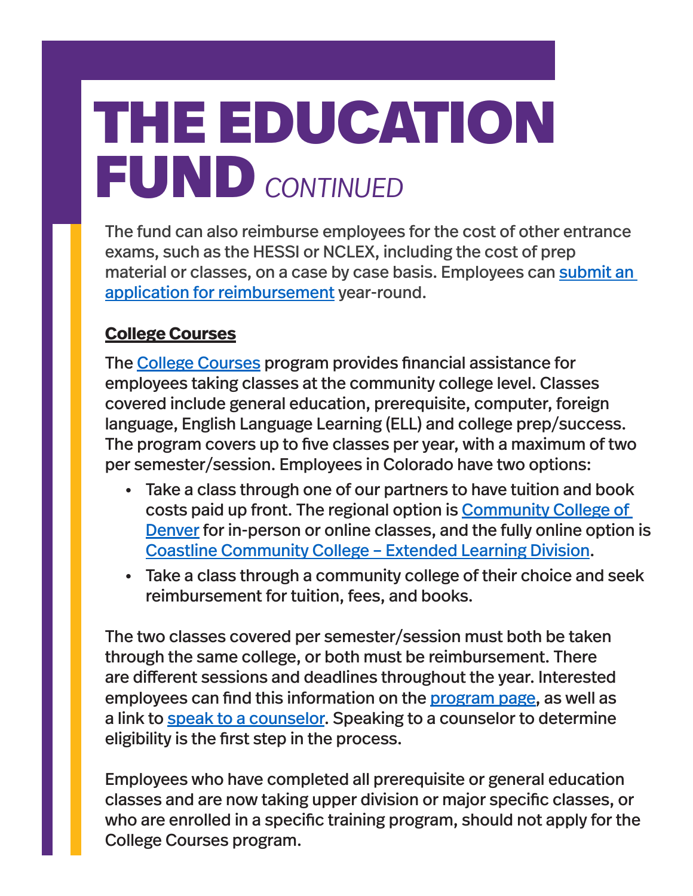# THE EDUCATION FUND *CONTINUED*

The fund can also reimburse employees for the cost of other entrance exams, such as the HESSI or NCLEX, including the cost of prep material or classes, on a case by case basis. Employees can submit an application for reimbursement year-round.

## College Courses

The College Courses program provides financial assistance for employees taking classes at the community college level. Classes covered include general education, prerequisite, computer, foreign language, English Language Learning (ELL) and college prep/success. The program covers up to five classes per year, with a maximum of two per semester/session. Employees in Colorado have two options:

- Take a class through one of our partners to have tuition and book costs paid up front. The regional option is Community College of Denver for in-person or online classes, and the fully online option is Coastline Community College – Extended Learning Division.
- Take a class through a community college of their choice and seek reimbursement for tuition, fees, and books.

The two classes covered per semester/session must both be taken through the same college, or both must be reimbursement. There are different sessions and deadlines throughout the year. Interested employees can find this information on the program page, as well as a link to speak to a counselor. Speaking to a counselor to determine eligibility is the first step in the process.

Employees who have completed all prerequisite or general education classes and are now taking upper division or major specific classes, or who are enrolled in a specific training program, should not apply for the College Courses program.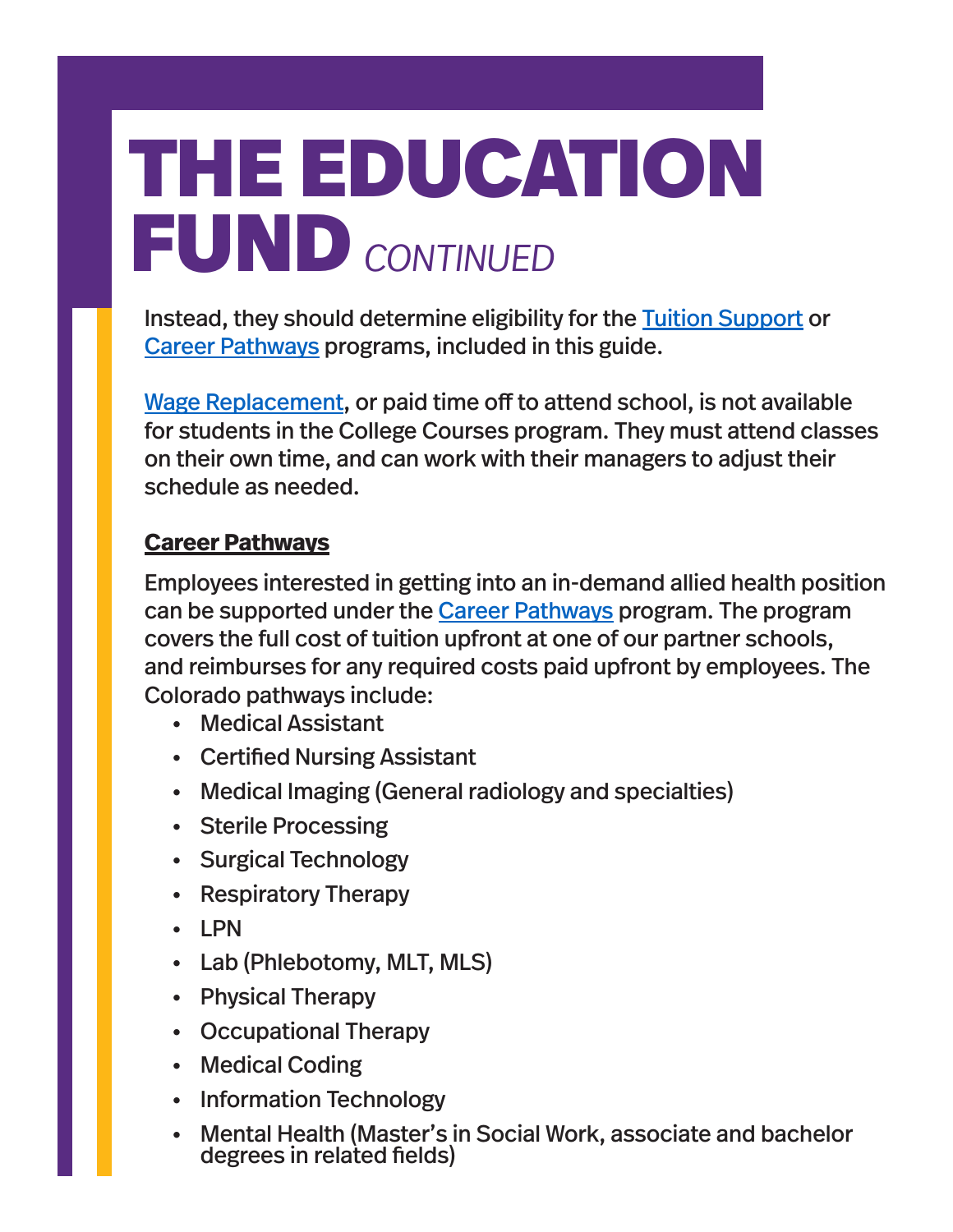# THE EDUCATION FUND *CONTINUED*

Instead, they should determine eligibility for the Tuition Support or Career Pathways programs, included in this guide.

Wage Replacement, or paid time off to attend school, is not available for students in the College Courses program. They must attend classes on their own time, and can work with their managers to adjust their schedule as needed.

**Career Pathways**

Employees interested in getting into an in-demand allied health position can be supported under the Career Pathways program. The program covers the full cost of tuition upfront at one of our partner schools, and reimburses for any required costs paid upfront by employees. The Colorado pathways include:

- Medical Assistant
- Certified Nursing Assistant
- Medical Imaging (General radiology and specialties)
- Sterile Processing
- Surgical Technology
- Respiratory Therapy
- LPN
- Lab (Phlebotomy, MLT, MLS)
- Physical Therapy
- Occupational Therapy
- Medical Coding
- Information Technology
- Mental Health (Master's in Social Work, associate and bachelor degrees in related fields)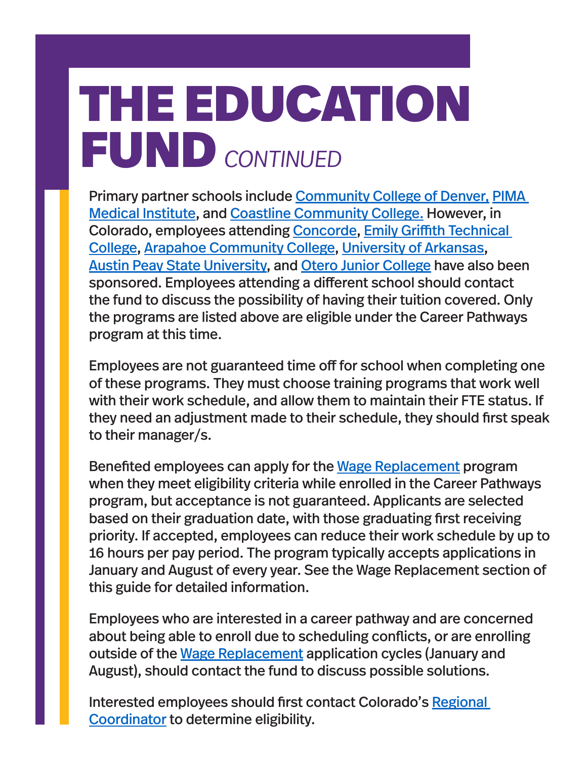# THE EDUCATION FUND *CONTINUED*

Primary partner schools include Community College of Denver, PIMA Medical Institute, and Coastline Community College. However, in Colorado, employees attending Concorde, Emily Griffith Technical College, Arapahoe Community College, University of Arkansas, Austin Peay State University, and Otero Junior College have also been sponsored. Employees attending a different school should contact the fund to discuss the possibility of having their tuition covered. Only the programs are listed above are eligible under the Career Pathways program at this time.

Employees are not guaranteed time off for school when completing one of these programs. They must choose training programs that work well with their work schedule, and allow them to maintain their FTE status. If they need an adjustment made to their schedule, they should first speak to their manager/s.

Benefited employees can apply for the Wage Replacement program when they meet eligibility criteria while enrolled in the Career Pathways program, but acceptance is not guaranteed. Applicants are selected based on their graduation date, with those graduating first receiving priority. If accepted, employees can reduce their work schedule by up to 16 hours per pay period. The program typically accepts applications in January and August of every year. See the Wage Replacement section of this guide for detailed information.

Employees who are interested in a career pathway and are concerned about being able to enroll due to scheduling conflicts, or are enrolling outside of the Wage Replacement application cycles (January and August), should contact the fund to discuss possible solutions.

Interested employees should first contact Colorado's Regional Coordinator to determine eligibility.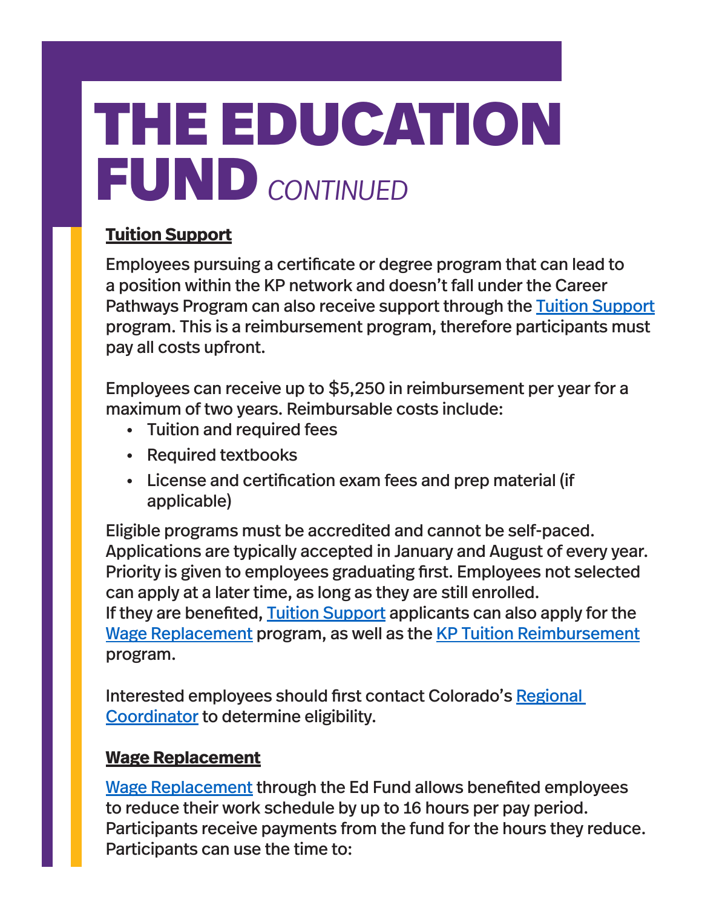# THE EDUCATION FUND *CONTINUED*

**Tuition Support**

Employees pursuing a certificate or degree program that can lead to a position within the KP network and doesn't fall under the Career Pathways Program can also receive support through the Tuition Support program. This is a reimbursement program, therefore participants must pay all costs upfront.

Employees can receive up to $5,250 in reimbursement per year for a maximum of two years. Reimbursable costs include:

- Tuition and required fees
- Required textbooks
- License and certification exam fees and prep material (if applicable)

Eligible programs must be accredited and cannot be self-paced. Applications are typically accepted in January and August of every year. Priority is given to employees graduating first. Employees not selected can apply at a later time, as long as they are still enrolled. If they are benefited, Tuition Support applicants can also apply for the Wage Replacement program, as well as the KP Tuition Reimbursement program.

Interested employees should first contact Colorado's Regional Coordinator to determine eligibility.

**Wage Replacement**

Wage Replacement through the Ed Fund allows benefited employees to reduce their work schedule by up to 16 hours per pay period. Participants receive payments from the fund for the hours they reduce. Participants can use the time to: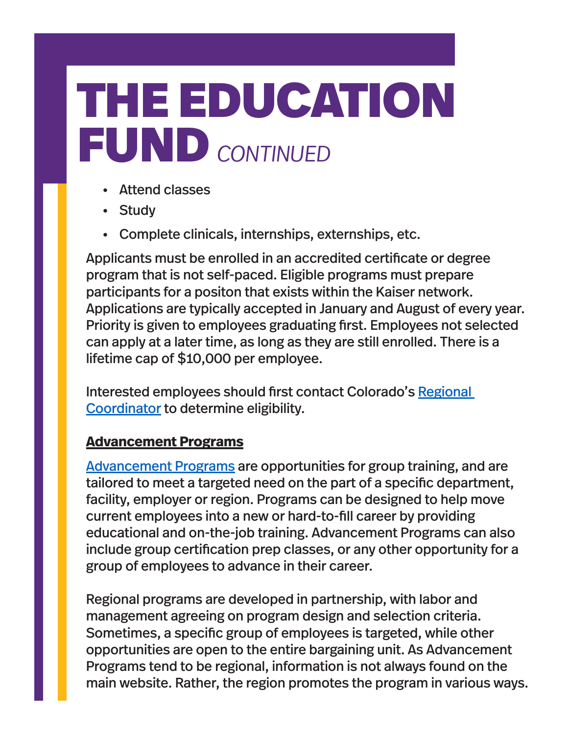# THE EDUCATION FUND *CONTINUED*

- Attend classes
- Study
- Complete clinicals, internships, externships, etc.

Applicants must be enrolled in an accredited certificate or degree program that is not self-paced. Eligible programs must prepare participants for a positon that exists within the Kaiser network. Applications are typically accepted in January and August of every year. Priority is given to employees graduating first. Employees not selected can apply at a later time, as long as they are still enrolled. There is a lifetime cap of $10,000 per employee.

Interested employees should first contact Colorado's Regional Coordinator to determine eligibility.

**Advancement Programs**

Advancement Programs are opportunities for group training, and are tailored to meet a targeted need on the part of a specific department, facility, employer or region. Programs can be designed to help move current employees into a new or hard-to-fill career by providing educational and on-the-job training. Advancement Programs can also include group certification prep classes, or any other opportunity for a group of employees to advance in their career.

Regional programs are developed in partnership, with labor and management agreeing on program design and selection criteria. Sometimes, a specific group of employees is targeted, while other opportunities are open to the entire bargaining unit. As Advancement Programs tend to be regional, information is not always found on the main website. Rather, the region promotes the program in various ways.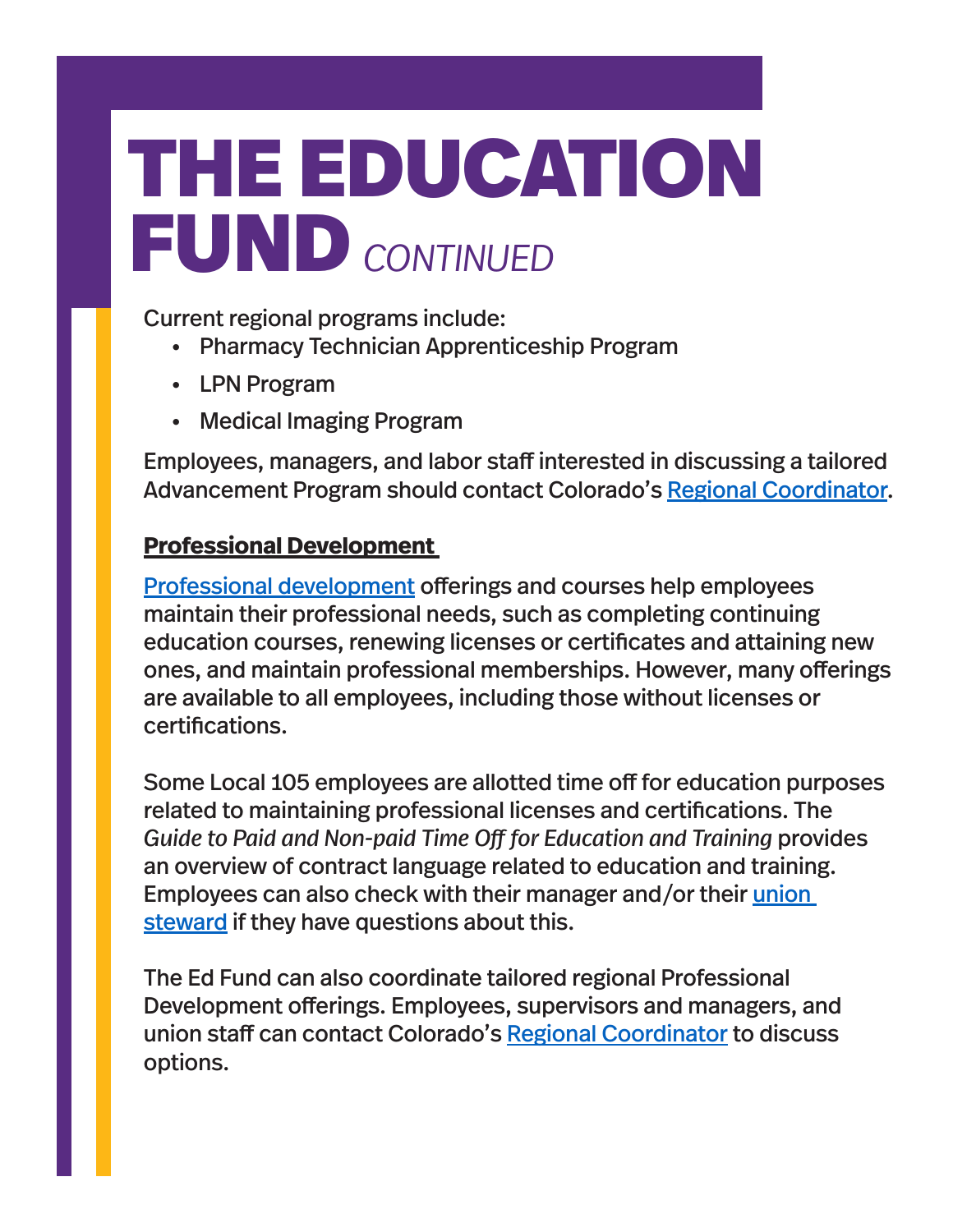# THE EDUCATION FUND *CONTINUED*

Current regional programs include:

- Pharmacy Technician Apprenticeship Program
- LPN Program
- Medical Imaging Program

Employees, managers, and labor staff interested in discussing a tailored Advancement Program should contact Colorado's Regional Coordinator.

**Professional Development**

Professional development offerings and courses help employees maintain their professional needs, such as completing continuing education courses, renewing licenses or certificates and attaining new ones, and maintain professional memberships. However, many offerings are available to all employees, including those without licenses or certifications.

Some Local 105 employees are allotted time off for education purposes related to maintaining professional licenses and certifications. The *Guide to Paid and Non-paid Time Off for Education and Training* provides an overview of contract language related to education and training. Employees can also check with their manager and/or their union steward if they have questions about this.

The Ed Fund can also coordinate tailored regional Professional Development offerings. Employees, supervisors and managers, and union staff can contact Colorado's Regional Coordinator to discuss options.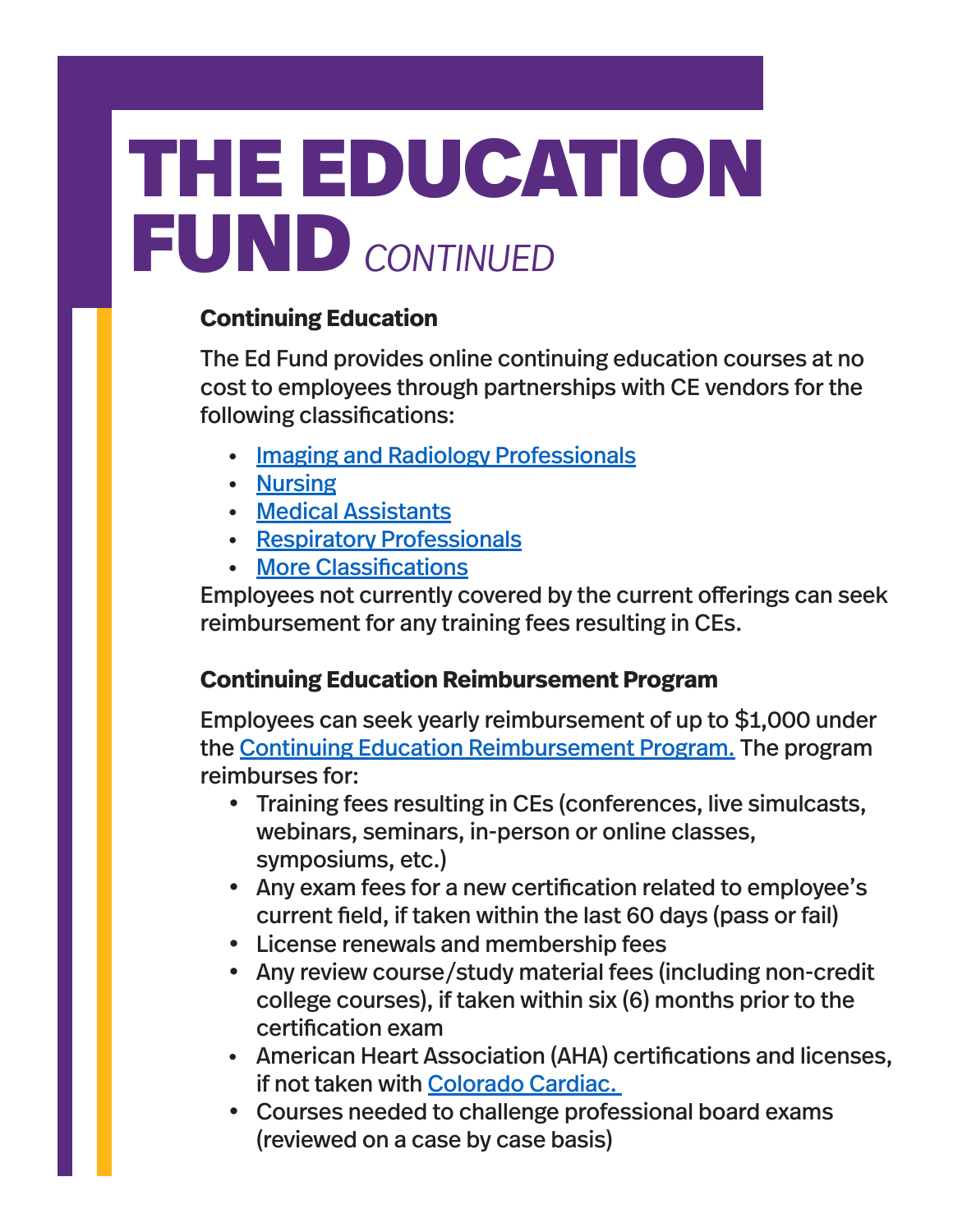# THE EDUCATION FUND *CONTINUED*

### Continuing Education

The Ed Fund provides online continuing education courses at no cost to employees through partnerships with CE vendors for the following classifications:

- Imaging and Radiology Professionals
- Nursing
- Medical Assistants
- Respiratory Professionals
- More Classifications

Employees not currently covered by the current offerings can seek reimbursement for any training fees resulting in CEs.

### Continuing Education Reimbursement Program

Employees can seek yearly reimbursement of up to $1,000 under the Continuing Education Reimbursement Program. The program reimburses for:

- Training fees resulting in CEs (conferences, live simulcasts, webinars, seminars, in-person or online classes, symposiums, etc.)
- Any exam fees for a new certification related to employee's current field, if taken within the last 60 days (pass or fail)
- License renewals and membership fees
- Any review course/study material fees (including non-credit college courses), if taken within six (6) months prior to the certification exam
- American Heart Association (AHA) certifications and licenses, if not taken with Colorado Cardiac.
- Courses needed to challenge professional board exams (reviewed on a case by case basis)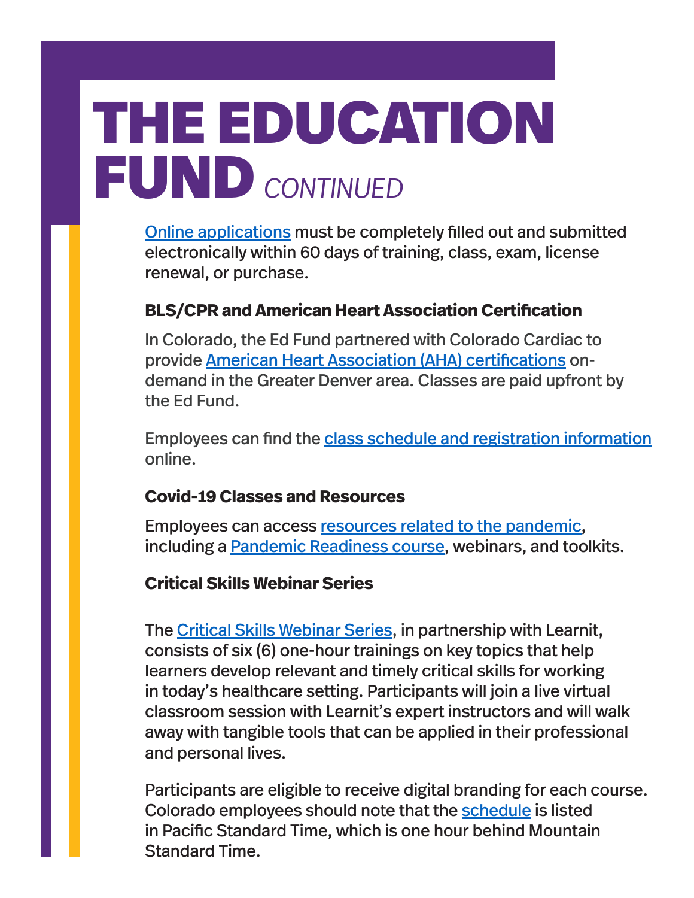# THE EDUCATION FUND *CONTINUED*

Online applications must be completely filled out and submitted electronically within 60 days of training, class, exam, license renewal, or purchase.

### BLS/CPR and American Heart Association Certification

In Colorado, the Ed Fund partnered with Colorado Cardiac to provide American Heart Association (AHA) certifications on-demand in the Greater Denver area. Classes are paid upfront by the Ed Fund.

Employees can find the class schedule and registration information online.

### Covid-19 Classes and Resources

Employees can access resources related to the pandemic, including a Pandemic Readiness course, webinars, and toolkits.

### Critical Skills Webinar Series

The Critical Skills Webinar Series, in partnership with Learnit, consists of six (6) one-hour trainings on key topics that help learners develop relevant and timely critical skills for working in today's healthcare setting. Participants will join a live virtual classroom session with Learnit's expert instructors and will walk away with tangible tools that can be applied in their professional and personal lives.

Participants are eligible to receive digital branding for each course. Colorado employees should note that the schedule is listed in Pacific Standard Time, which is one hour behind Mountain Standard Time.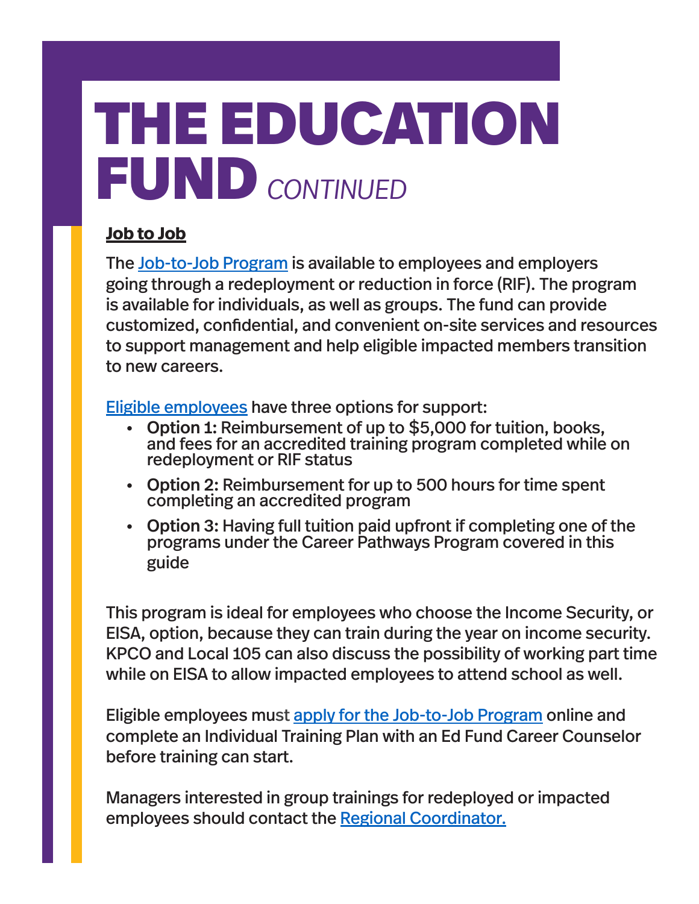# THE EDUCATION FUND *CONTINUED*

**Job to Job**

The Job-to-Job Program is available to employees and employers going through a redeployment or reduction in force (RIF). The program is available for individuals, as well as groups. The fund can provide customized, confidential, and convenient on-site services and resources to support management and help eligible impacted members transition to new careers.

Eligible employees have three options for support:

- **Option 1:** Reimbursement of up to $5,000 for tuition, books, and fees for an accredited training program completed while on redeployment or RIF status
- **Option 2:** Reimbursement for up to 500 hours for time spent completing an accredited program
- **Option 3:** Having full tuition paid upfront if completing one of the programs under the Career Pathways Program covered in this guide

This program is ideal for employees who choose the Income Security, or EISA, option, because they can train during the year on income security. KPCO and Local 105 can also discuss the possibility of working part time while on EISA to allow impacted employees to attend school as well.

Eligible employees must apply for the Job-to-Job Program online and complete an Individual Training Plan with an Ed Fund Career Counselor before training can start.

Managers interested in group trainings for redeployed or impacted employees should contact the Regional Coordinator.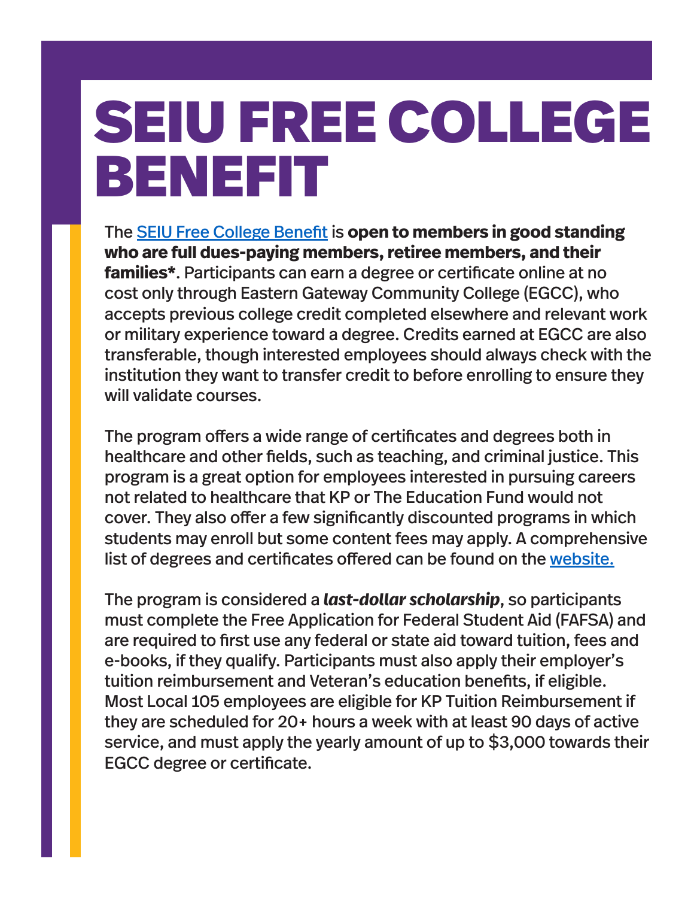# SEIU FREE COLLEGE BENEFIT

The SEIU Free College Benefit is **open to members in good standing who are full dues-paying members, retiree members, and their families***. Participants can earn a degree or certificate online at no cost only through Eastern Gateway Community College (EGCC), who accepts previous college credit completed elsewhere and relevant work or military experience toward a degree. Credits earned at EGCC are also transferable, though interested employees should always check with the institution they want to transfer credit to before enrolling to ensure they will validate courses.

The program offers a wide range of certificates and degrees both in healthcare and other fields, such as teaching, and criminal justice. This program is a great option for employees interested in pursuing careers not related to healthcare that KP or The Education Fund would not cover. They also offer a few significantly discounted programs in which students may enroll but some content fees may apply. A comprehensive list of degrees and certificates offered can be found on the website.

The program is considered a ***last-dollar scholarship***, so participants must complete the Free Application for Federal Student Aid (FAFSA) and are required to first use any federal or state aid toward tuition, fees and e-books, if they qualify. Participants must also apply their employer's tuition reimbursement and Veteran's education benefits, if eligible. Most Local 105 employees are eligible for KP Tuition Reimbursement if they are scheduled for 20+ hours a week with at least 90 days of active service, and must apply the yearly amount of up to $3,000 towards their EGCC degree or certificate.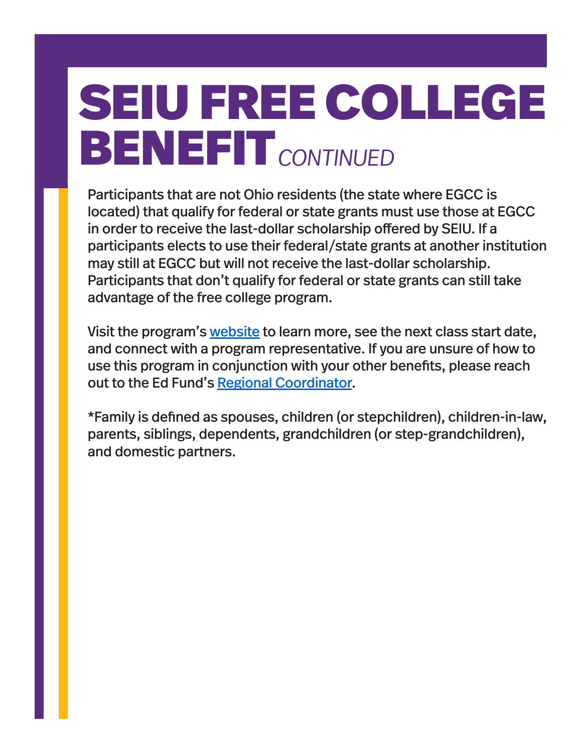# SEIU FREE COLLEGE BENEFIT *CONTINUED*

Participants that are not Ohio residents (the state where EGCC is located) that qualify for federal or state grants must use those at EGCC in order to receive the last-dollar scholarship offered by SEIU. If a participants elects to use their federal/state grants at another institution may still at EGCC but will not receive the last-dollar scholarship. Participants that don't qualify for federal or state grants can still take advantage of the free college program.

Visit the program's website to learn more, see the next class start date, and connect with a program representative. If you are unsure of how to use this program in conjunction with your other benefits, please reach out to the Ed Fund's Regional Coordinator.

*Family is defined as spouses, children (or stepchildren), children-in-law, parents, siblings, dependents, grandchildren (or step-grandchildren), and domestic partners.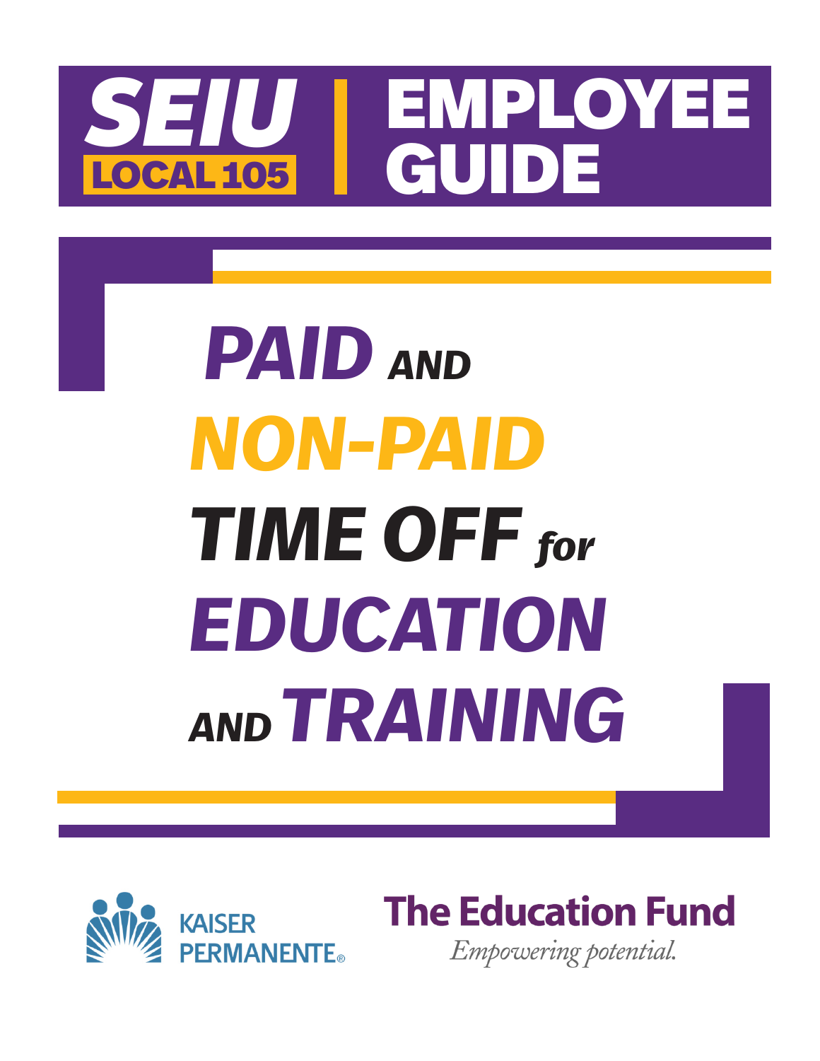# SEIU LOCAL 105 | EMPLOYEE GUIDE

# *PAID AND NON-PAID TIME OFF for EDUCATION AND TRAINING*

KAISER PERMANENTE®

**The Education Fund**

*Empowering potential.*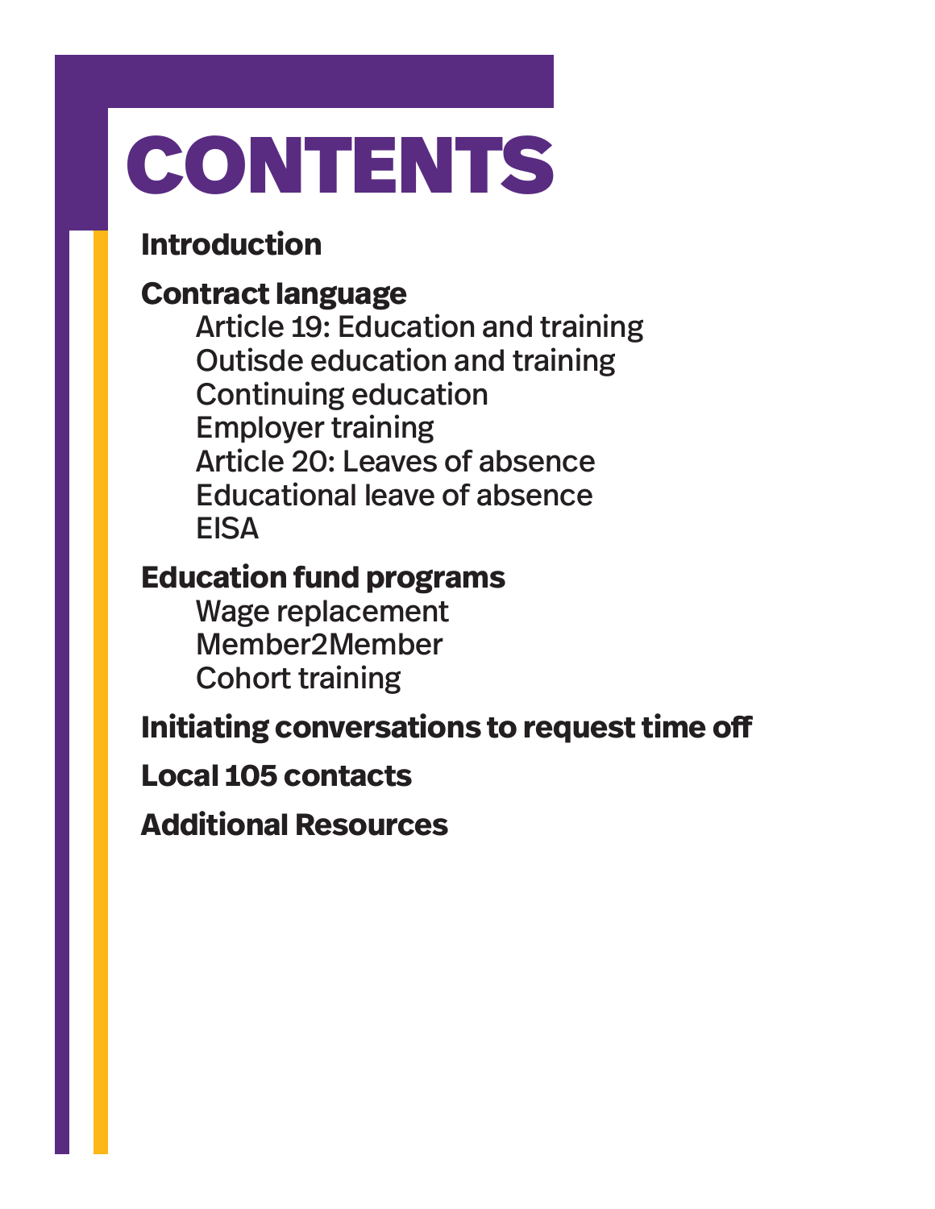# CONTENTS

**Introduction**

**Contract language**

- Article 19: Education and training
- Outisde education and training
- Continuing education
- Employer training
- Article 20: Leaves of absence
- Educational leave of absence
- EISA

**Education fund programs**

- Wage replacement
- Member2Member
- Cohort training

**Initiating conversations to request time off**

**Local 105 contacts**

**Additional Resources**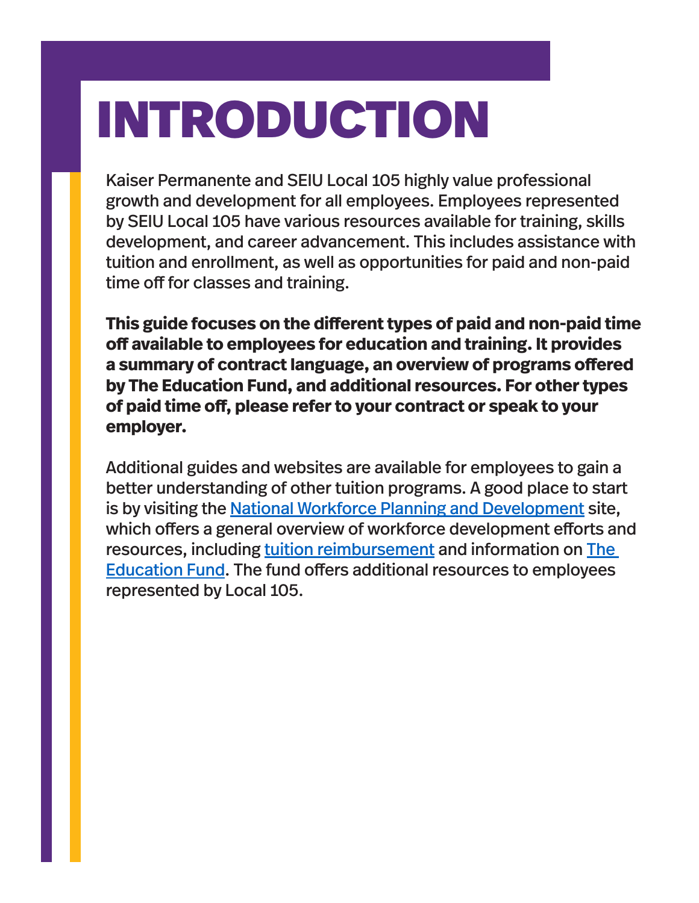# INTRODUCTION

Kaiser Permanente and SEIU Local 105 highly value professional growth and development for all employees. Employees represented by SEIU Local 105 have various resources available for training, skills development, and career advancement. This includes assistance with tuition and enrollment, as well as opportunities for paid and non-paid time off for classes and training.

**This guide focuses on the different types of paid and non-paid time off available to employees for education and training. It provides a summary of contract language, an overview of programs offered by The Education Fund, and additional resources. For other types of paid time off, please refer to your contract or speak to your employer.**

Additional guides and websites are available for employees to gain a better understanding of other tuition programs. A good place to start is by visiting the National Workforce Planning and Development site, which offers a general overview of workforce development efforts and resources, including tuition reimbursement and information on The Education Fund. The fund offers additional resources to employees represented by Local 105.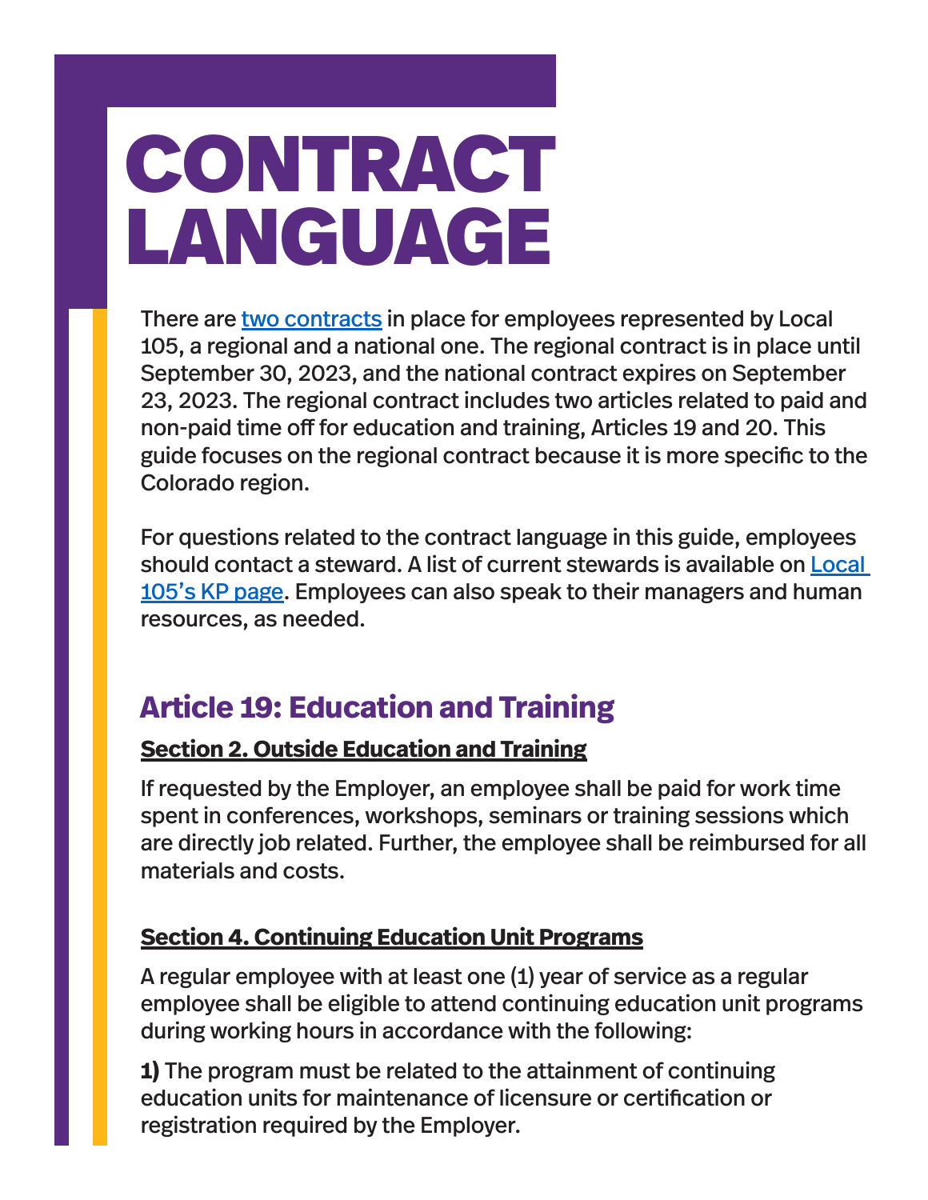# CONTRACT LANGUAGE

There are [two contracts] in place for employees represented by Local 105, a regional and a national one. The regional contract is in place until September 30, 2023, and the national contract expires on September 23, 2023. The regional contract includes two articles related to paid and non-paid time off for education and training, Articles 19 and 20. This guide focuses on the regional contract because it is more specific to the Colorado region.

For questions related to the contract language in this guide, employees should contact a steward. A list of current stewards is available on [Local 105's KP page]. Employees can also speak to their managers and human resources, as needed.

## Article 19: Education and Training

### Section 2. Outside Education and Training

If requested by the Employer, an employee shall be paid for work time spent in conferences, workshops, seminars or training sessions which are directly job related. Further, the employee shall be reimbursed for all materials and costs.

### Section 4. Continuing Education Unit Programs

A regular employee with at least one (1) year of service as a regular employee shall be eligible to attend continuing education unit programs during working hours in accordance with the following:

**1)** The program must be related to the attainment of continuing education units for maintenance of licensure or certification or registration required by the Employer.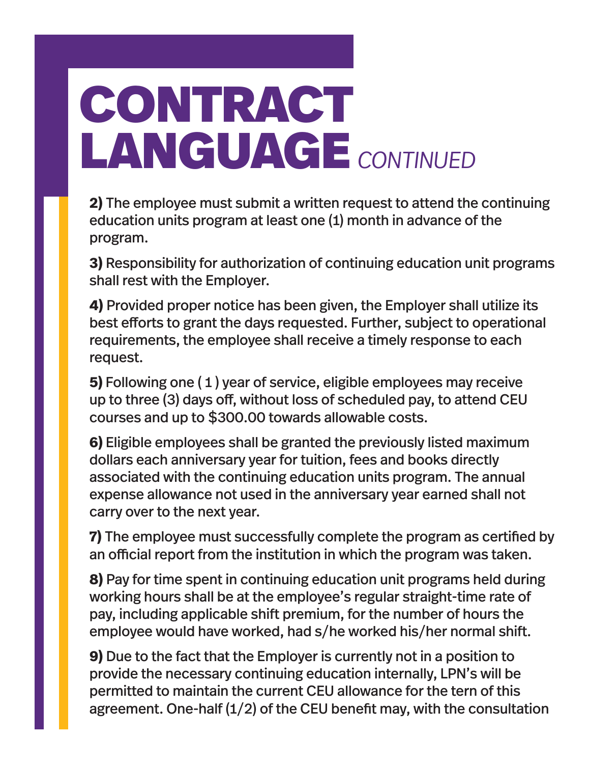# CONTRACT LANGUAGE *CONTINUED*

**2)** The employee must submit a written request to attend the continuing education units program at least one (1) month in advance of the program.

**3)** Responsibility for authorization of continuing education unit programs shall rest with the Employer.

**4)** Provided proper notice has been given, the Employer shall utilize its best efforts to grant the days requested. Further, subject to operational requirements, the employee shall receive a timely response to each request.

**5)** Following one ( 1 ) year of service, eligible employees may receive up to three (3) days off, without loss of scheduled pay, to attend CEU courses and up to $300.00 towards allowable costs.

**6)** Eligible employees shall be granted the previously listed maximum dollars each anniversary year for tuition, fees and books directly associated with the continuing education units program. The annual expense allowance not used in the anniversary year earned shall not carry over to the next year.

**7)** The employee must successfully complete the program as certified by an official report from the institution in which the program was taken.

**8)** Pay for time spent in continuing education unit programs held during working hours shall be at the employee's regular straight-time rate of pay, including applicable shift premium, for the number of hours the employee would have worked, had s/he worked his/her normal shift.

**9)** Due to the fact that the Employer is currently not in a position to provide the necessary continuing education internally, LPN's will be permitted to maintain the current CEU allowance for the tern of this agreement. One-half (1/2) of the CEU benefit may, with the consultation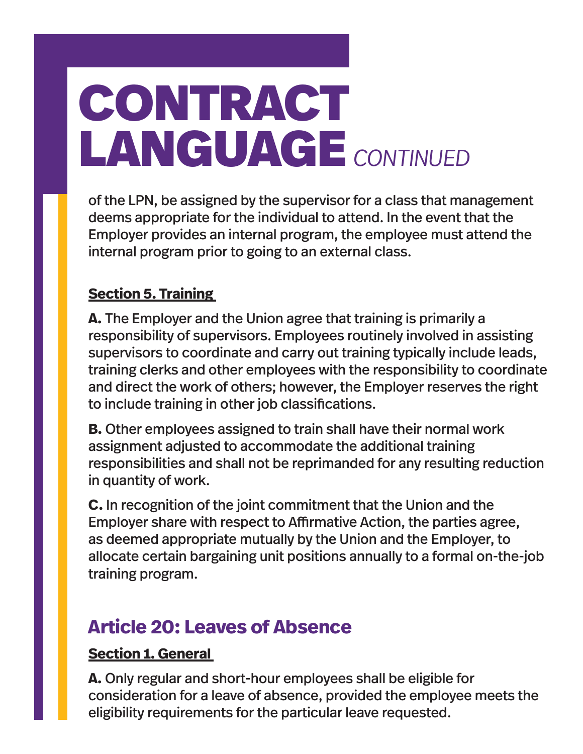# CONTRACT LANGUAGE *CONTINUED*

of the LPN, be assigned by the supervisor for a class that management deems appropriate for the individual to attend. In the event that the Employer provides an internal program, the employee must attend the internal program prior to going to an external class.

**Section 5. Training**

**A.** The Employer and the Union agree that training is primarily a responsibility of supervisors. Employees routinely involved in assisting supervisors to coordinate and carry out training typically include leads, training clerks and other employees with the responsibility to coordinate and direct the work of others; however, the Employer reserves the right to include training in other job classifications.

**B.** Other employees assigned to train shall have their normal work assignment adjusted to accommodate the additional training responsibilities and shall not be reprimanded for any resulting reduction in quantity of work.

**C.** In recognition of the joint commitment that the Union and the Employer share with respect to Affirmative Action, the parties agree, as deemed appropriate mutually by the Union and the Employer, to allocate certain bargaining unit positions annually to a formal on-the-job training program.

## Article 20: Leaves of Absence

**Section 1. General**

**A.** Only regular and short-hour employees shall be eligible for consideration for a leave of absence, provided the employee meets the eligibility requirements for the particular leave requested.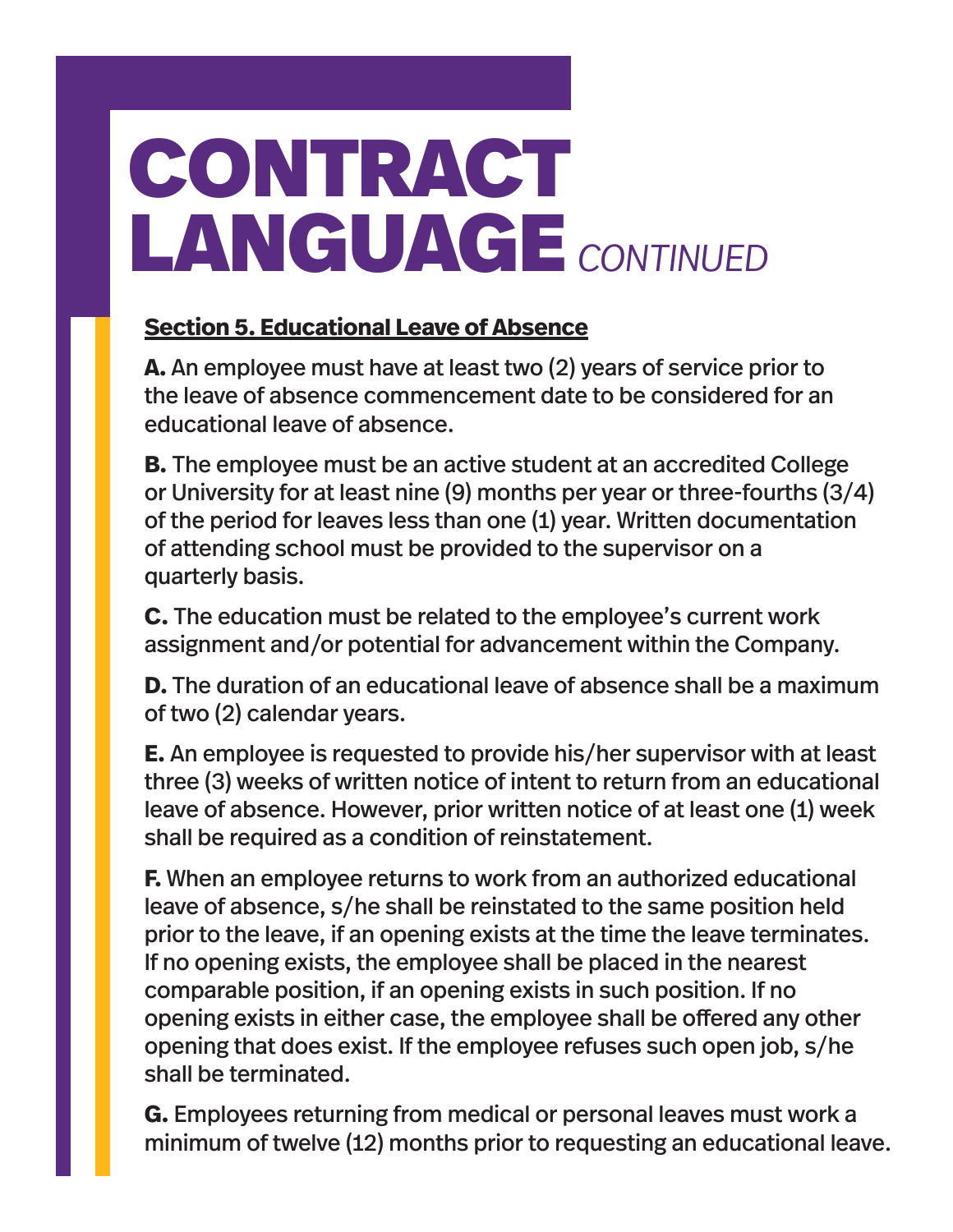# CONTRACT LANGUAGE *CONTINUED*

**Section 5. Educational Leave of Absence**

**A.** An employee must have at least two (2) years of service prior to the leave of absence commencement date to be considered for an educational leave of absence.

**B.** The employee must be an active student at an accredited College or University for at least nine (9) months per year or three-fourths (3/4) of the period for leaves less than one (1) year. Written documentation of attending school must be provided to the supervisor on a quarterly basis.

**C.** The education must be related to the employee's current work assignment and/or potential for advancement within the Company.

**D.** The duration of an educational leave of absence shall be a maximum of two (2) calendar years.

**E.** An employee is requested to provide his/her supervisor with at least three (3) weeks of written notice of intent to return from an educational leave of absence. However, prior written notice of at least one (1) week shall be required as a condition of reinstatement.

**F.** When an employee returns to work from an authorized educational leave of absence, s/he shall be reinstated to the same position held prior to the leave, if an opening exists at the time the leave terminates. If no opening exists, the employee shall be placed in the nearest comparable position, if an opening exists in such position. If no opening exists in either case, the employee shall be offered any other opening that does exist. If the employee refuses such open job, s/he shall be terminated.

**G.** Employees returning from medical or personal leaves must work a minimum of twelve (12) months prior to requesting an educational leave.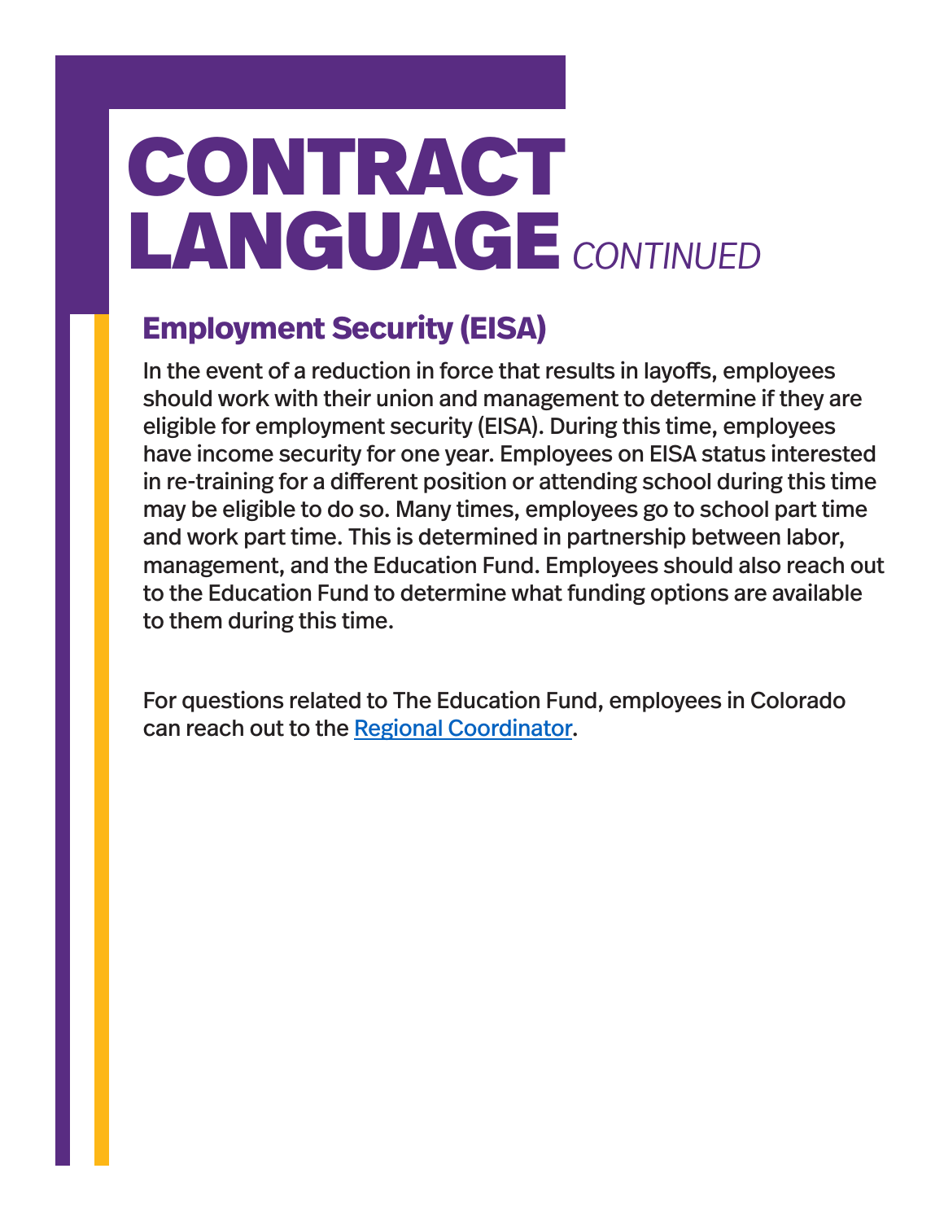# CONTRACT LANGUAGE *CONTINUED*

## Employment Security (EISA)

In the event of a reduction in force that results in layoffs, employees should work with their union and management to determine if they are eligible for employment security (EISA). During this time, employees have income security for one year. Employees on EISA status interested in re-training for a different position or attending school during this time may be eligible to do so. Many times, employees go to school part time and work part time. This is determined in partnership between labor, management, and the Education Fund. Employees should also reach out to the Education Fund to determine what funding options are available to them during this time.

For questions related to The Education Fund, employees in Colorado can reach out to the Regional Coordinator.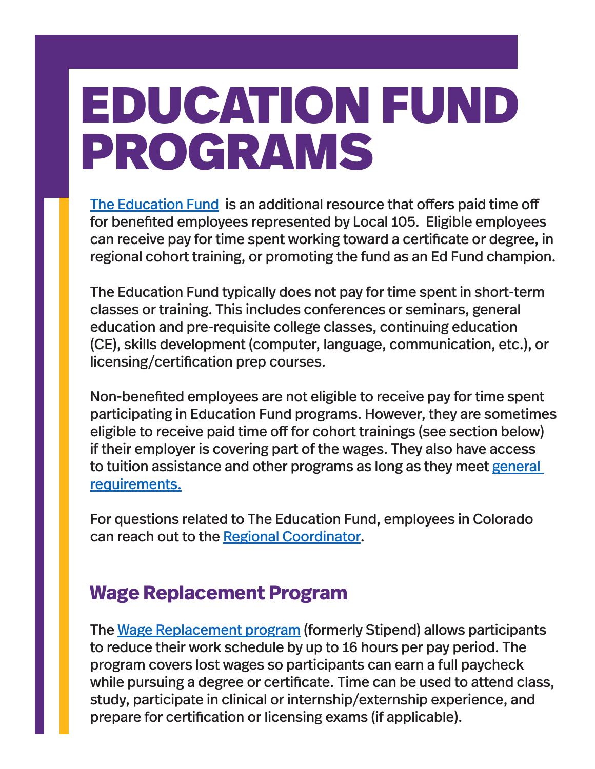# EDUCATION FUND PROGRAMS

The Education Fund is an additional resource that offers paid time off for benefited employees represented by Local 105. Eligible employees can receive pay for time spent working toward a certificate or degree, in regional cohort training, or promoting the fund as an Ed Fund champion.

The Education Fund typically does not pay for time spent in short-term classes or training. This includes conferences or seminars, general education and pre-requisite college classes, continuing education (CE), skills development (computer, language, communication, etc.), or licensing/certification prep courses.

Non-benefited employees are not eligible to receive pay for time spent participating in Education Fund programs. However, they are sometimes eligible to receive paid time off for cohort trainings (see section below) if their employer is covering part of the wages. They also have access to tuition assistance and other programs as long as they meet general requirements.

For questions related to The Education Fund, employees in Colorado can reach out to the Regional Coordinator.

## Wage Replacement Program

The Wage Replacement program (formerly Stipend) allows participants to reduce their work schedule by up to 16 hours per pay period. The program covers lost wages so participants can earn a full paycheck while pursuing a degree or certificate. Time can be used to attend class, study, participate in clinical or internship/externship experience, and prepare for certification or licensing exams (if applicable).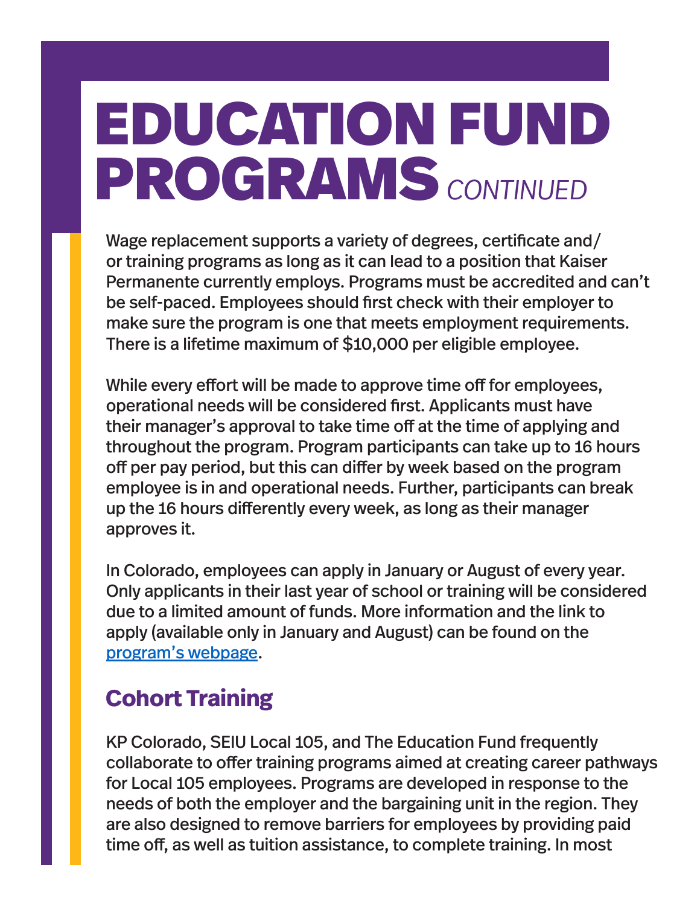# EDUCATION FUND PROGRAMS *CONTINUED*

Wage replacement supports a variety of degrees, certificate and/or training programs as long as it can lead to a position that Kaiser Permanente currently employs. Programs must be accredited and can't be self-paced. Employees should first check with their employer to make sure the program is one that meets employment requirements. There is a lifetime maximum of $10,000 per eligible employee.

While every effort will be made to approve time off for employees, operational needs will be considered first. Applicants must have their manager's approval to take time off at the time of applying and throughout the program. Program participants can take up to 16 hours off per pay period, but this can differ by week based on the program employee is in and operational needs. Further, participants can break up the 16 hours differently every week, as long as their manager approves it.

In Colorado, employees can apply in January or August of every year. Only applicants in their last year of school or training will be considered due to a limited amount of funds. More information and the link to apply (available only in January and August) can be found on the program's webpage.

## Cohort Training

KP Colorado, SEIU Local 105, and The Education Fund frequently collaborate to offer training programs aimed at creating career pathways for Local 105 employees. Programs are developed in response to the needs of both the employer and the bargaining unit in the region. They are also designed to remove barriers for employees by providing paid time off, as well as tuition assistance, to complete training. In most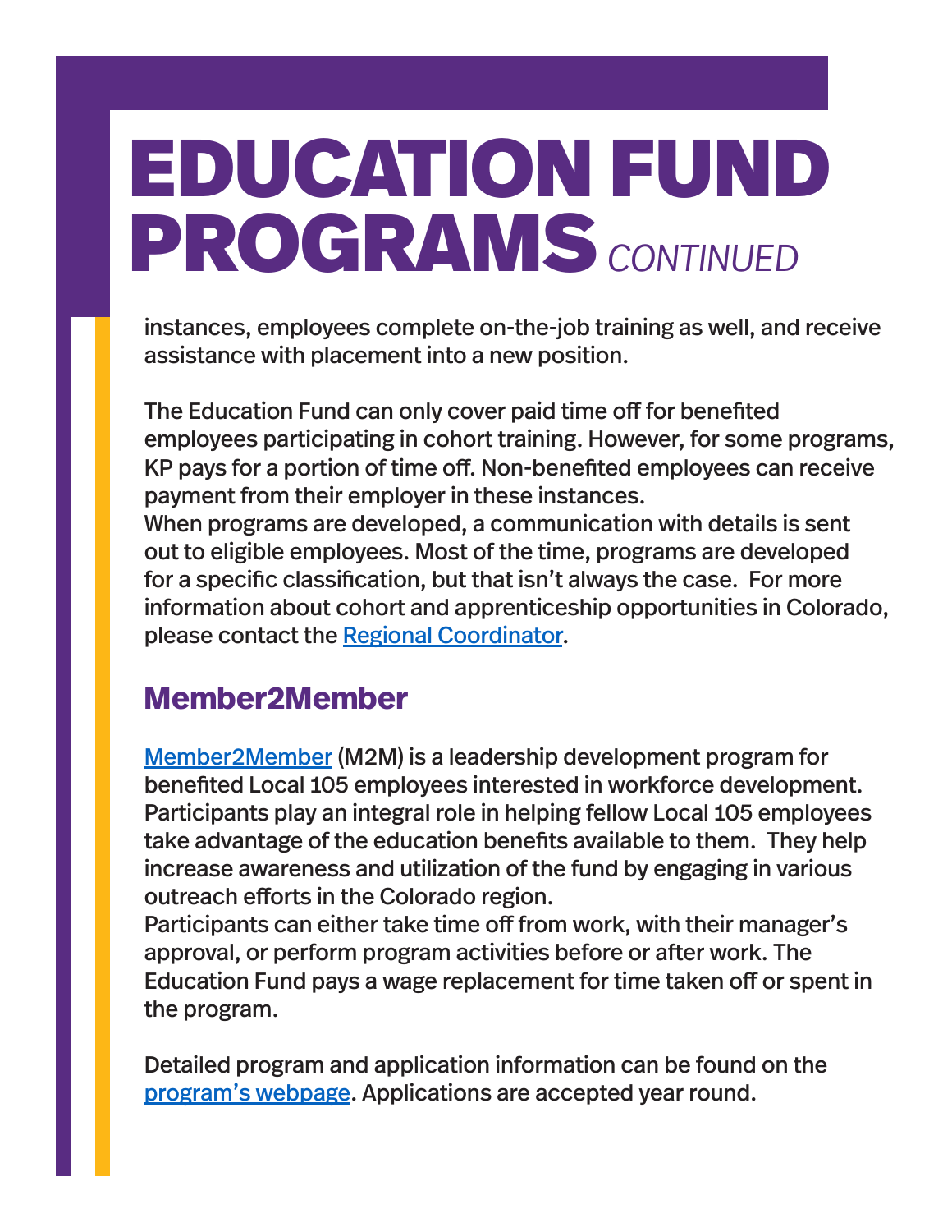# EDUCATION FUND PROGRAMS *CONTINUED*

instances, employees complete on-the-job training as well, and receive assistance with placement into a new position.

The Education Fund can only cover paid time off for benefited employees participating in cohort training. However, for some programs, KP pays for a portion of time off. Non-benefited employees can receive payment from their employer in these instances.

When programs are developed, a communication with details is sent out to eligible employees. Most of the time, programs are developed for a specific classification, but that isn't always the case. For more information about cohort and apprenticeship opportunities in Colorado, please contact the Regional Coordinator.

## Member2Member

Member2Member (M2M) is a leadership development program for benefited Local 105 employees interested in workforce development. Participants play an integral role in helping fellow Local 105 employees take advantage of the education benefits available to them. They help increase awareness and utilization of the fund by engaging in various outreach efforts in the Colorado region.

Participants can either take time off from work, with their manager's approval, or perform program activities before or after work. The Education Fund pays a wage replacement for time taken off or spent in the program.

Detailed program and application information can be found on the program's webpage. Applications are accepted year round.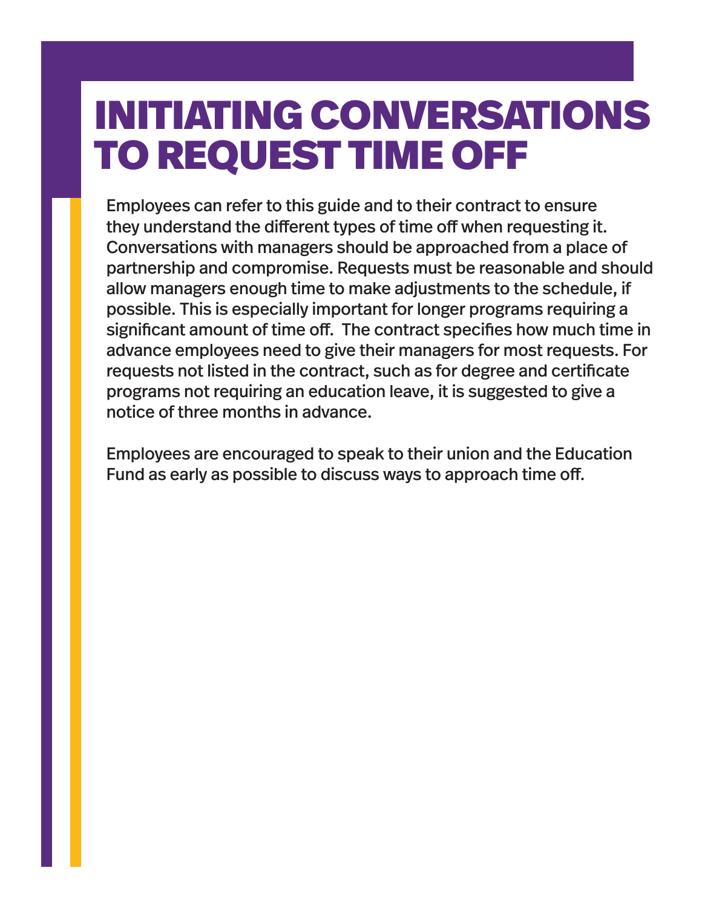# INITIATING CONVERSATIONS TO REQUEST TIME OFF

Employees can refer to this guide and to their contract to ensure they understand the different types of time off when requesting it. Conversations with managers should be approached from a place of partnership and compromise. Requests must be reasonable and should allow managers enough time to make adjustments to the schedule, if possible. This is especially important for longer programs requiring a significant amount of time off. The contract specifies how much time in advance employees need to give their managers for most requests. For requests not listed in the contract, such as for degree and certificate programs not requiring an education leave, it is suggested to give a notice of three months in advance.

Employees are encouraged to speak to their union and the Education Fund as early as possible to discuss ways to approach time off.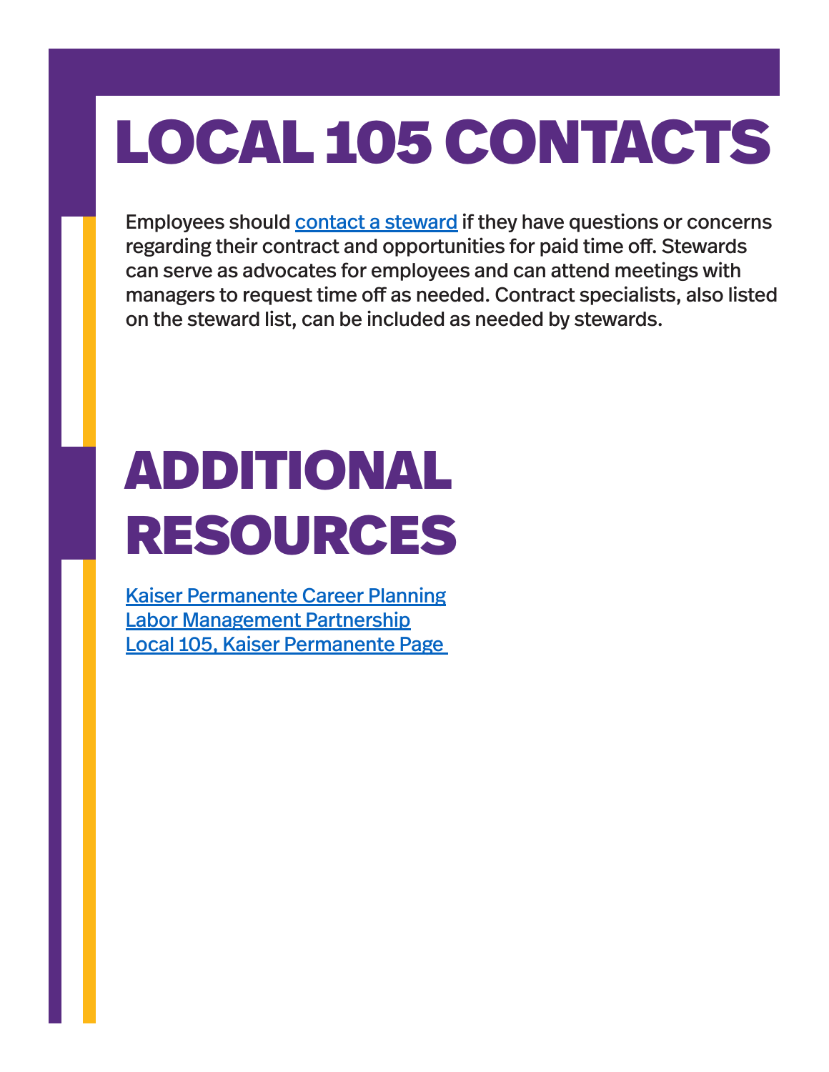# LOCAL 105 CONTACTS

Employees should contact a steward if they have questions or concerns regarding their contract and opportunities for paid time off. Stewards can serve as advocates for employees and can attend meetings with managers to request time off as needed. Contract specialists, also listed on the steward list, can be included as needed by stewards.

# ADDITIONAL RESOURCES

Kaiser Permanente Career Planning
Labor Management Partnership
Local 105, Kaiser Permanente Page